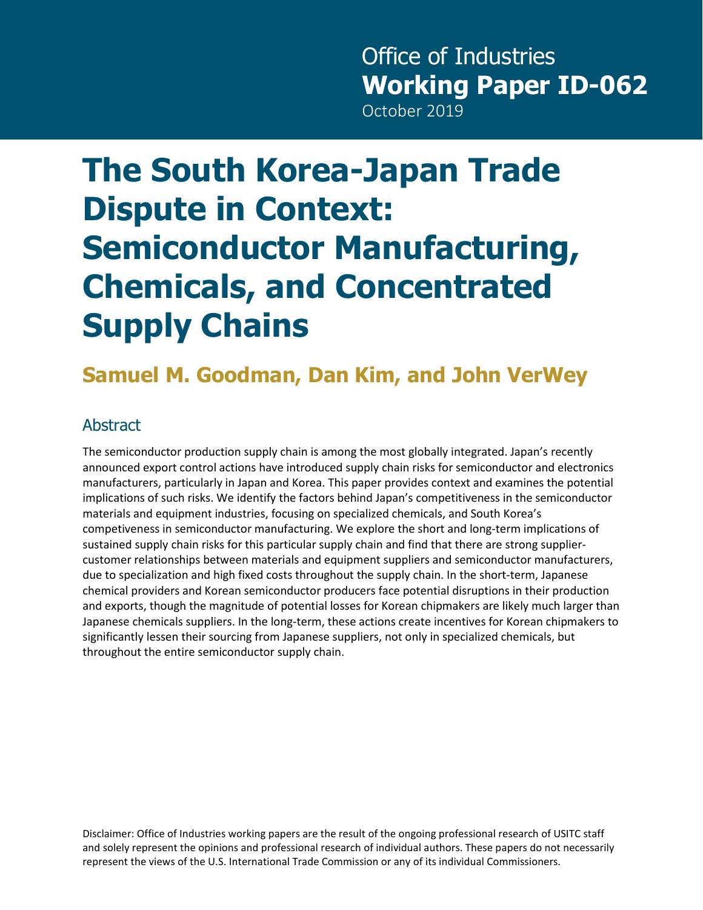Office of Industries
**Working Paper ID-062**
October 2019

# The South Korea-Japan Trade Dispute in Context: Semiconductor Manufacturing, Chemicals, and Concentrated Supply Chains

## Samuel M. Goodman, Dan Kim, and John VerWey

### Abstract

The semiconductor production supply chain is among the most globally integrated. Japan's recently announced export control actions have introduced supply chain risks for semiconductor and electronics manufacturers, particularly in Japan and Korea. This paper provides context and examines the potential implications of such risks. We identify the factors behind Japan's competitiveness in the semiconductor materials and equipment industries, focusing on specialized chemicals, and South Korea's competiveness in semiconductor manufacturing. We explore the short and long-term implications of sustained supply chain risks for this particular supply chain and find that there are strong supplier-customer relationships between materials and equipment suppliers and semiconductor manufacturers, due to specialization and high fixed costs throughout the supply chain. In the short-term, Japanese chemical providers and Korean semiconductor producers face potential disruptions in their production and exports, though the magnitude of potential losses for Korean chipmakers are likely much larger than Japanese chemicals suppliers. In the long-term, these actions create incentives for Korean chipmakers to significantly lessen their sourcing from Japanese suppliers, not only in specialized chemicals, but throughout the entire semiconductor supply chain.

Disclaimer: Office of Industries working papers are the result of the ongoing professional research of USITC staff and solely represent the opinions and professional research of individual authors. These papers do not necessarily represent the views of the U.S. International Trade Commission or any of its individual Commissioners.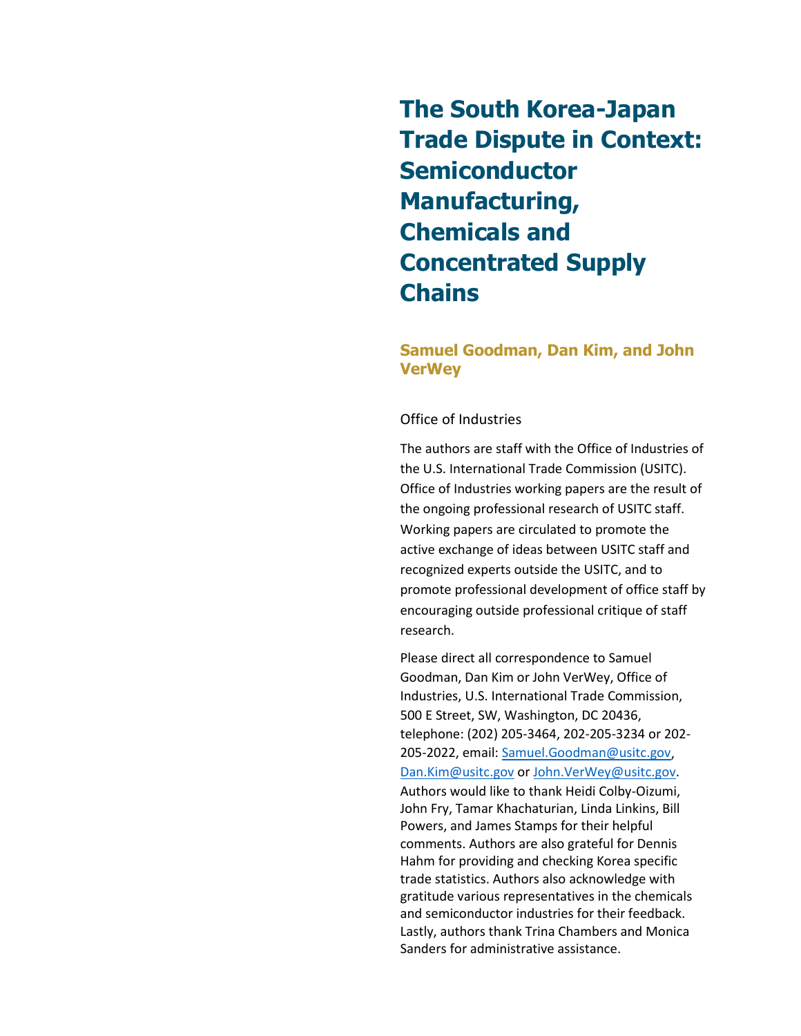# The South Korea-Japan Trade Dispute in Context: Semiconductor Manufacturing, Chemicals and Concentrated Supply Chains

**Samuel Goodman, Dan Kim, and John VerWey**

Office of Industries

The authors are staff with the Office of Industries of the U.S. International Trade Commission (USITC). Office of Industries working papers are the result of the ongoing professional research of USITC staff. Working papers are circulated to promote the active exchange of ideas between USITC staff and recognized experts outside the USITC, and to promote professional development of office staff by encouraging outside professional critique of staff research.

Please direct all correspondence to Samuel Goodman, Dan Kim or John VerWey, Office of Industries, U.S. International Trade Commission, 500 E Street, SW, Washington, DC 20436, telephone: (202) 205-3464, 202-205-3234 or 202-205-2022, email: Samuel.Goodman@usitc.gov, Dan.Kim@usitc.gov or John.VerWey@usitc.gov. Authors would like to thank Heidi Colby-Oizumi, John Fry, Tamar Khachaturian, Linda Linkins, Bill Powers, and James Stamps for their helpful comments. Authors are also grateful for Dennis Hahm for providing and checking Korea specific trade statistics. Authors also acknowledge with gratitude various representatives in the chemicals and semiconductor industries for their feedback. Lastly, authors thank Trina Chambers and Monica Sanders for administrative assistance.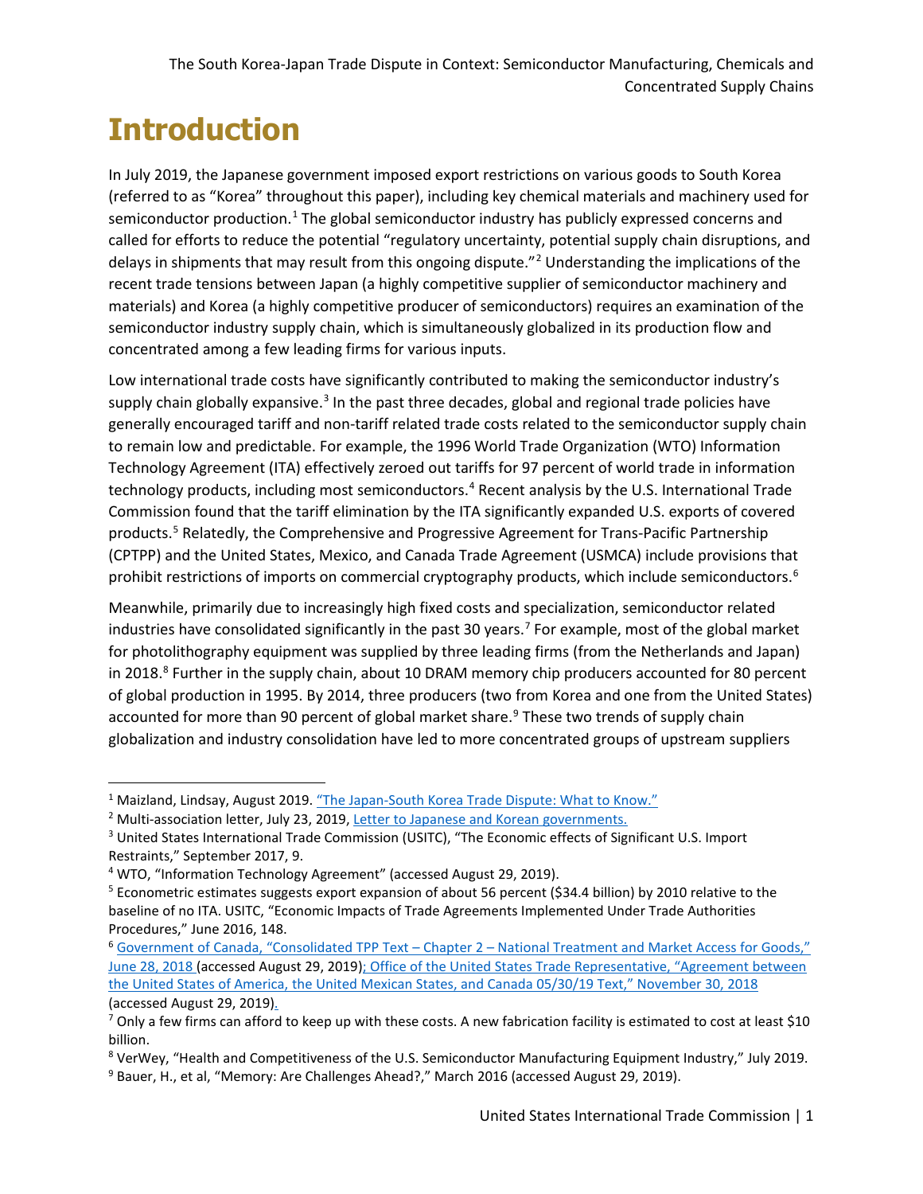# Introduction

In July 2019, the Japanese government imposed export restrictions on various goods to South Korea (referred to as "Korea" throughout this paper), including key chemical materials and machinery used for semiconductor production.[1] The global semiconductor industry has publicly expressed concerns and called for efforts to reduce the potential "regulatory uncertainty, potential supply chain disruptions, and delays in shipments that may result from this ongoing dispute."[2] Understanding the implications of the recent trade tensions between Japan (a highly competitive supplier of semiconductor machinery and materials) and Korea (a highly competitive producer of semiconductors) requires an examination of the semiconductor industry supply chain, which is simultaneously globalized in its production flow and concentrated among a few leading firms for various inputs.

Low international trade costs have significantly contributed to making the semiconductor industry's supply chain globally expansive.[3] In the past three decades, global and regional trade policies have generally encouraged tariff and non-tariff related trade costs related to the semiconductor supply chain to remain low and predictable. For example, the 1996 World Trade Organization (WTO) Information Technology Agreement (ITA) effectively zeroed out tariffs for 97 percent of world trade in information technology products, including most semiconductors.[4] Recent analysis by the U.S. International Trade Commission found that the tariff elimination by the ITA significantly expanded U.S. exports of covered products.[5] Relatedly, the Comprehensive and Progressive Agreement for Trans-Pacific Partnership (CPTPP) and the United States, Mexico, and Canada Trade Agreement (USMCA) include provisions that prohibit restrictions of imports on commercial cryptography products, which include semiconductors.[6]

Meanwhile, primarily due to increasingly high fixed costs and specialization, semiconductor related industries have consolidated significantly in the past 30 years.[7] For example, most of the global market for photolithography equipment was supplied by three leading firms (from the Netherlands and Japan) in 2018.[8] Further in the supply chain, about 10 DRAM memory chip producers accounted for 80 percent of global production in 1995. By 2014, three producers (two from Korea and one from the United States) accounted for more than 90 percent of global market share.[9] These two trends of supply chain globalization and industry consolidation have led to more concentrated groups of upstream suppliers

---

[1] Maizland, Lindsay, August 2019. "The Japan-South Korea Trade Dispute: What to Know."

[2] Multi-association letter, July 23, 2019, Letter to Japanese and Korean governments.

[3] United States International Trade Commission (USITC), "The Economic effects of Significant U.S. Import Restraints," September 2017, 9.

[4] WTO, "Information Technology Agreement" (accessed August 29, 2019).

[5] Econometric estimates suggests export expansion of about 56 percent ($34.4 billion) by 2010 relative to the baseline of no ITA. USITC, "Economic Impacts of Trade Agreements Implemented Under Trade Authorities Procedures," June 2016, 148.

[6] Government of Canada, "Consolidated TPP Text – Chapter 2 – National Treatment and Market Access for Goods," June 28, 2018 (accessed August 29, 2019); Office of the United States Trade Representative, "Agreement between the United States of America, the United Mexican States, and Canada 05/30/19 Text," November 30, 2018 (accessed August 29, 2019).

[7] Only a few firms can afford to keep up with these costs. A new fabrication facility is estimated to cost at least $10 billion.

[8] VerWey, "Health and Competitiveness of the U.S. Semiconductor Manufacturing Equipment Industry," July 2019.

[9] Bauer, H., et al, "Memory: Are Challenges Ahead?," March 2016 (accessed August 29, 2019).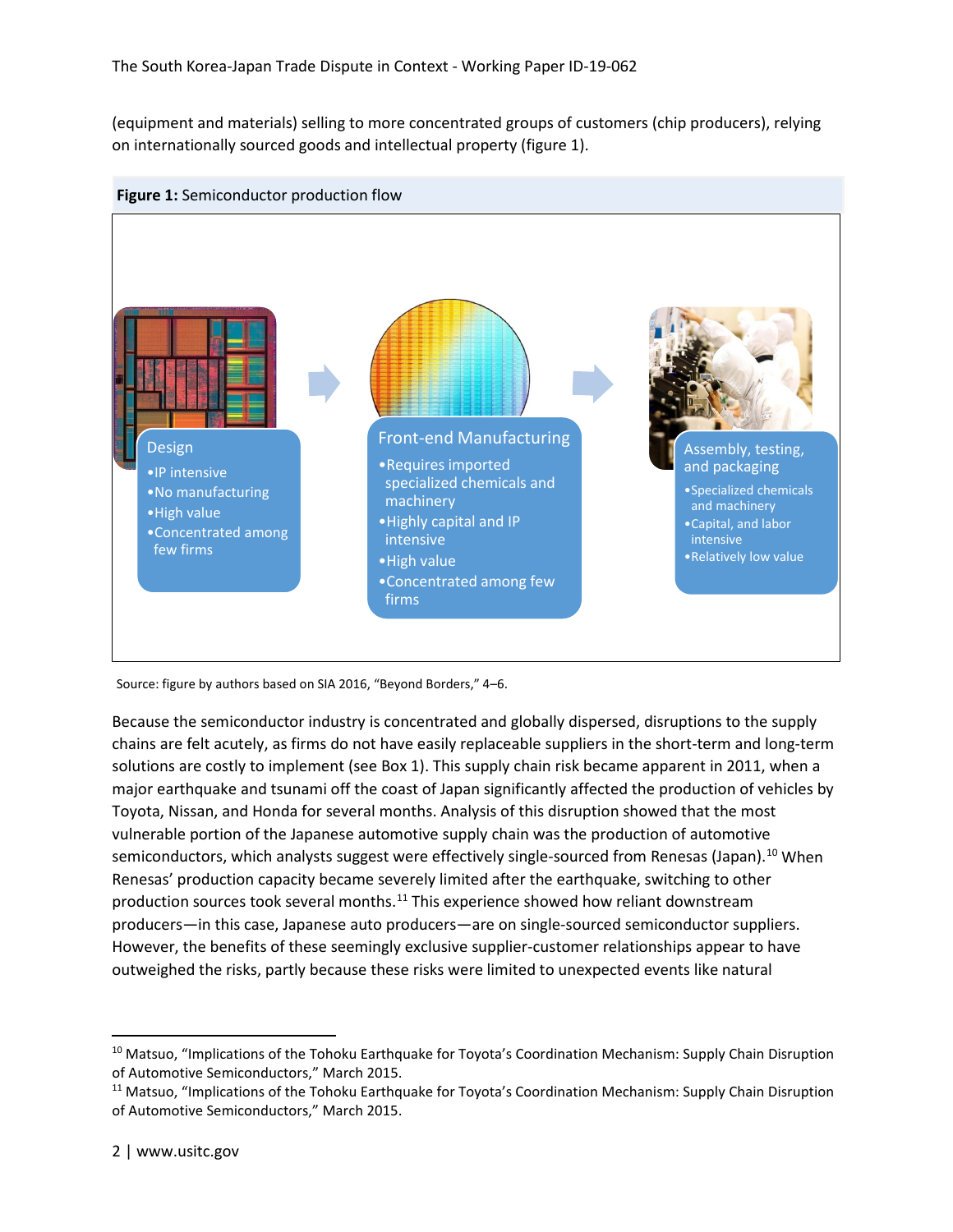(equipment and materials) selling to more concentrated groups of customers (chip producers), relying on internationally sourced goods and intellectual property (figure 1).

**Figure 1:** Semiconductor production flow

Design
- IP intensive
- No manufacturing
- High value
- Concentrated among few firms

Front-end Manufacturing
- Requires imported specialized chemicals and machinery
- Highly capital and IP intensive
- High value
- Concentrated among few firms

Assembly, testing, and packaging
- Specialized chemicals and machinery
- Capital, and labor intensive
- Relatively low value

Source: figure by authors based on SIA 2016, "Beyond Borders," 4–6.

Because the semiconductor industry is concentrated and globally dispersed, disruptions to the supply chains are felt acutely, as firms do not have easily replaceable suppliers in the short-term and long-term solutions are costly to implement (see Box 1). This supply chain risk became apparent in 2011, when a major earthquake and tsunami off the coast of Japan significantly affected the production of vehicles by Toyota, Nissan, and Honda for several months. Analysis of this disruption showed that the most vulnerable portion of the Japanese automotive supply chain was the production of automotive semiconductors, which analysts suggest were effectively single-sourced from Renesas (Japan).[10] When Renesas' production capacity became severely limited after the earthquake, switching to other production sources took several months.[11] This experience showed how reliant downstream producers—in this case, Japanese auto producers—are on single-sourced semiconductor suppliers. However, the benefits of these seemingly exclusive supplier-customer relationships appear to have outweighed the risks, partly because these risks were limited to unexpected events like natural

[10] Matsuo, "Implications of the Tohoku Earthquake for Toyota's Coordination Mechanism: Supply Chain Disruption of Automotive Semiconductors," March 2015.

[11] Matsuo, "Implications of the Tohoku Earthquake for Toyota's Coordination Mechanism: Supply Chain Disruption of Automotive Semiconductors," March 2015.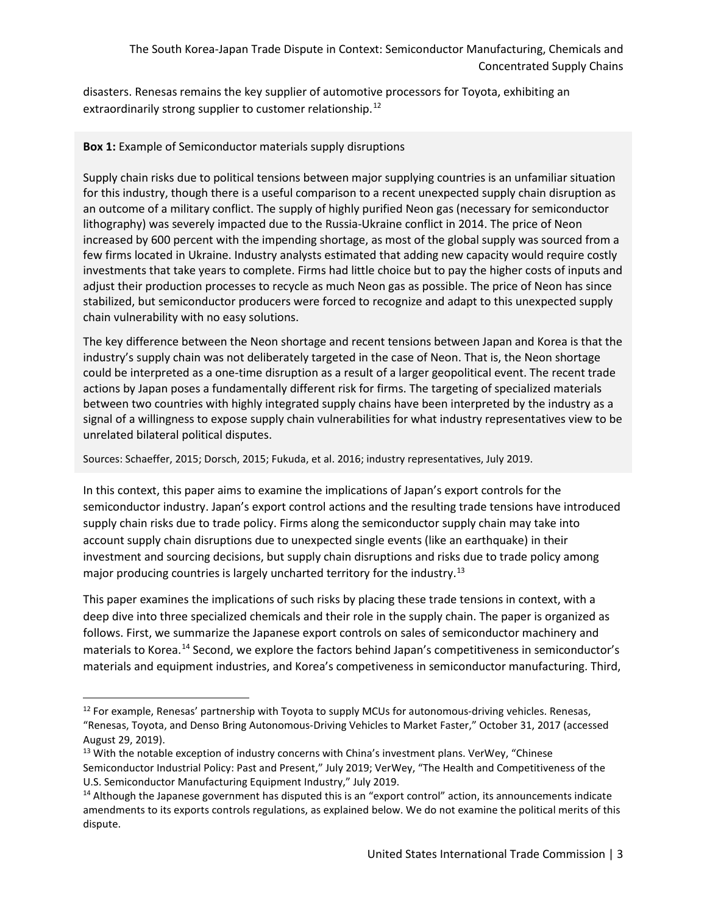disasters. Renesas remains the key supplier of automotive processors for Toyota, exhibiting an extraordinarily strong supplier to customer relationship.[12]

**Box 1:** Example of Semiconductor materials supply disruptions

Supply chain risks due to political tensions between major supplying countries is an unfamiliar situation for this industry, though there is a useful comparison to a recent unexpected supply chain disruption as an outcome of a military conflict. The supply of highly purified Neon gas (necessary for semiconductor lithography) was severely impacted due to the Russia-Ukraine conflict in 2014. The price of Neon increased by 600 percent with the impending shortage, as most of the global supply was sourced from a few firms located in Ukraine. Industry analysts estimated that adding new capacity would require costly investments that take years to complete. Firms had little choice but to pay the higher costs of inputs and adjust their production processes to recycle as much Neon gas as possible. The price of Neon has since stabilized, but semiconductor producers were forced to recognize and adapt to this unexpected supply chain vulnerability with no easy solutions.

The key difference between the Neon shortage and recent tensions between Japan and Korea is that the industry's supply chain was not deliberately targeted in the case of Neon. That is, the Neon shortage could be interpreted as a one-time disruption as a result of a larger geopolitical event. The recent trade actions by Japan poses a fundamentally different risk for firms. The targeting of specialized materials between two countries with highly integrated supply chains have been interpreted by the industry as a signal of a willingness to expose supply chain vulnerabilities for what industry representatives view to be unrelated bilateral political disputes.

Sources: Schaeffer, 2015; Dorsch, 2015; Fukuda, et al. 2016; industry representatives, July 2019.

In this context, this paper aims to examine the implications of Japan's export controls for the semiconductor industry. Japan's export control actions and the resulting trade tensions have introduced supply chain risks due to trade policy. Firms along the semiconductor supply chain may take into account supply chain disruptions due to unexpected single events (like an earthquake) in their investment and sourcing decisions, but supply chain disruptions and risks due to trade policy among major producing countries is largely uncharted territory for the industry.[13]

This paper examines the implications of such risks by placing these trade tensions in context, with a deep dive into three specialized chemicals and their role in the supply chain. The paper is organized as follows. First, we summarize the Japanese export controls on sales of semiconductor machinery and materials to Korea.[14] Second, we explore the factors behind Japan's competitiveness in semiconductor's materials and equipment industries, and Korea's competiveness in semiconductor manufacturing. Third,

[12] For example, Renesas' partnership with Toyota to supply MCUs for autonomous-driving vehicles. Renesas, "Renesas, Toyota, and Denso Bring Autonomous-Driving Vehicles to Market Faster," October 31, 2017 (accessed August 29, 2019).

[13] With the notable exception of industry concerns with China's investment plans. VerWey, "Chinese Semiconductor Industrial Policy: Past and Present," July 2019; VerWey, "The Health and Competitiveness of the U.S. Semiconductor Manufacturing Equipment Industry," July 2019.

[14] Although the Japanese government has disputed this is an "export control" action, its announcements indicate amendments to its exports controls regulations, as explained below. We do not examine the political merits of this dispute.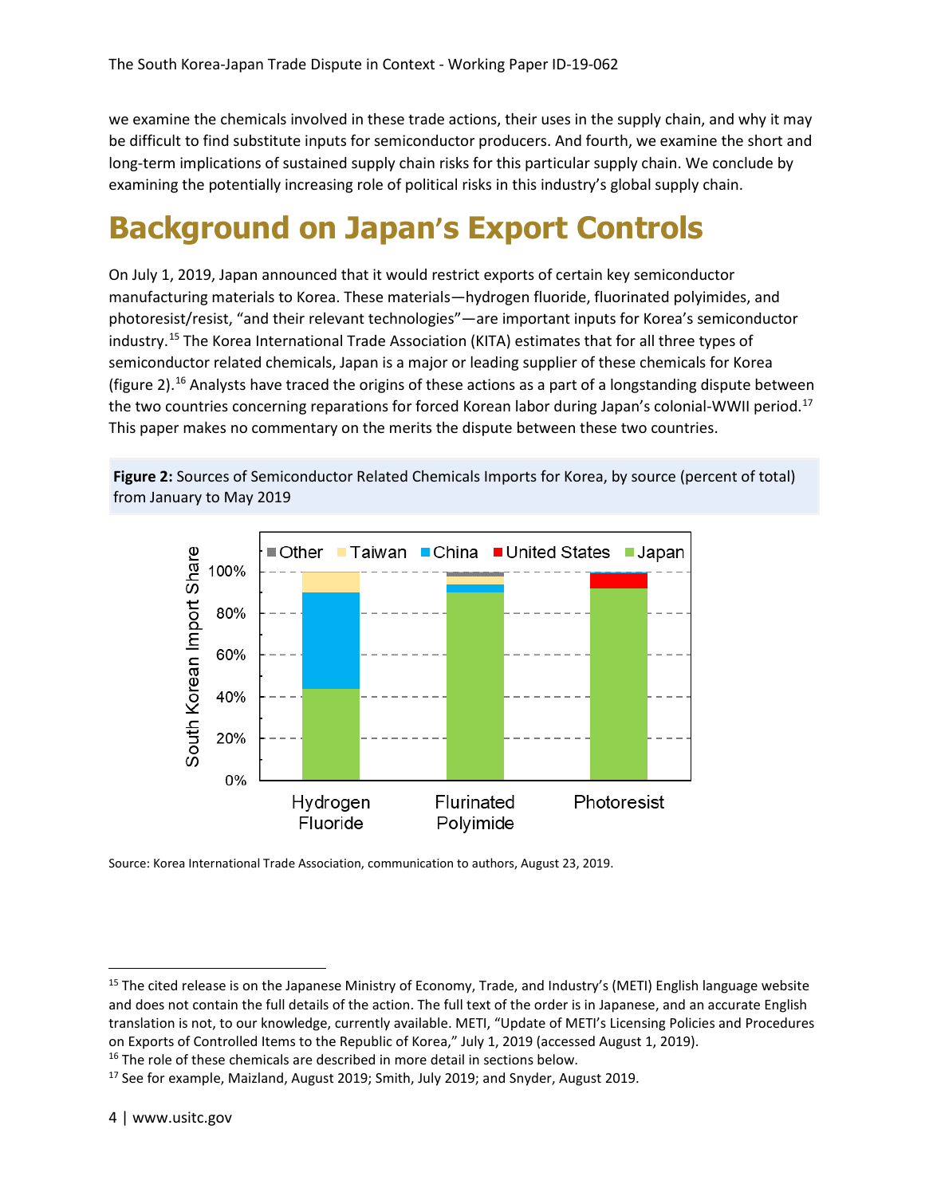we examine the chemicals involved in these trade actions, their uses in the supply chain, and why it may be difficult to find substitute inputs for semiconductor producers. And fourth, we examine the short and long-term implications of sustained supply chain risks for this particular supply chain. We conclude by examining the potentially increasing role of political risks in this industry's global supply chain.

# Background on Japan's Export Controls

On July 1, 2019, Japan announced that it would restrict exports of certain key semiconductor manufacturing materials to Korea. These materials—hydrogen fluoride, fluorinated polyimides, and photoresist/resist, "and their relevant technologies"—are important inputs for Korea's semiconductor industry.[15] The Korea International Trade Association (KITA) estimates that for all three types of semiconductor related chemicals, Japan is a major or leading supplier of these chemicals for Korea (figure 2).[16] Analysts have traced the origins of these actions as a part of a longstanding dispute between the two countries concerning reparations for forced Korean labor during Japan's colonial-WWII period.[17] This paper makes no commentary on the merits the dispute between these two countries.

**Figure 2:** Sources of Semiconductor Related Chemicals Imports for Korea, by source (percent of total) from January to May 2019

Other, Taiwan, China, United States, Japan

South Korean Import Share

100%
80%
60%
40%
20%
0%

Hydrogen Fluoride
Flurinated Polyimide
Photoresist

Source: Korea International Trade Association, communication to authors, August 23, 2019.

---

[15] The cited release is on the Japanese Ministry of Economy, Trade, and Industry's (METI) English language website and does not contain the full details of the action. The full text of the order is in Japanese, and an accurate English translation is not, to our knowledge, currently available. METI, "Update of METI's Licensing Policies and Procedures on Exports of Controlled Items to the Republic of Korea," July 1, 2019 (accessed August 1, 2019).

[16] The role of these chemicals are described in more detail in sections below.

[17] See for example, Maizland, August 2019; Smith, July 2019; and Snyder, August 2019.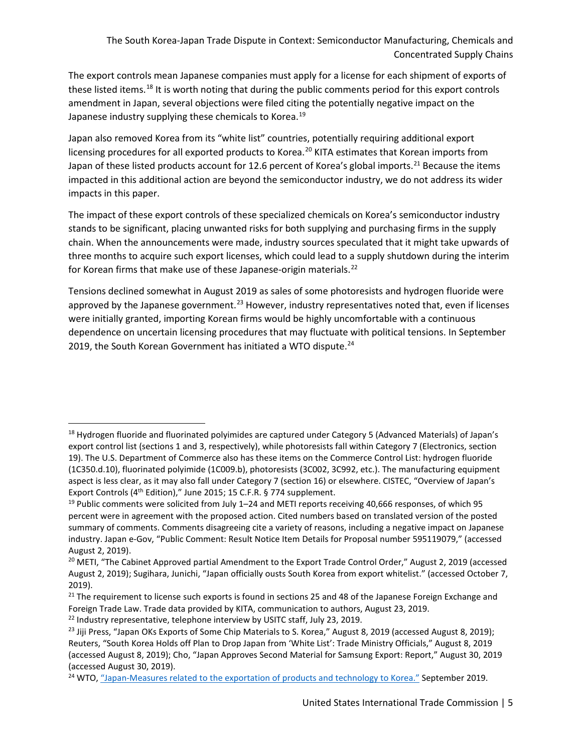The export controls mean Japanese companies must apply for a license for each shipment of exports of these listed items.[18] It is worth noting that during the public comments period for this export controls amendment in Japan, several objections were filed citing the potentially negative impact on the Japanese industry supplying these chemicals to Korea.[19]

Japan also removed Korea from its "white list" countries, potentially requiring additional export licensing procedures for all exported products to Korea.[20] KITA estimates that Korean imports from Japan of these listed products account for 12.6 percent of Korea's global imports.[21] Because the items impacted in this additional action are beyond the semiconductor industry, we do not address its wider impacts in this paper.

The impact of these export controls of these specialized chemicals on Korea's semiconductor industry stands to be significant, placing unwanted risks for both supplying and purchasing firms in the supply chain. When the announcements were made, industry sources speculated that it might take upwards of three months to acquire such export licenses, which could lead to a supply shutdown during the interim for Korean firms that make use of these Japanese-origin materials.[22]

Tensions declined somewhat in August 2019 as sales of some photoresists and hydrogen fluoride were approved by the Japanese government.[23] However, industry representatives noted that, even if licenses were initially granted, importing Korean firms would be highly uncomfortable with a continuous dependence on uncertain licensing procedures that may fluctuate with political tensions. In September 2019, the South Korean Government has initiated a WTO dispute.[24]

---

[18] Hydrogen fluoride and fluorinated polyimides are captured under Category 5 (Advanced Materials) of Japan's export control list (sections 1 and 3, respectively), while photoresists fall within Category 7 (Electronics, section 19). The U.S. Department of Commerce also has these items on the Commerce Control List: hydrogen fluoride (1C350.d.10), fluorinated polyimide (1C009.b), photoresists (3C002, 3C992, etc.). The manufacturing equipment aspect is less clear, as it may also fall under Category 7 (section 16) or elsewhere. CISTEC, "Overview of Japan's Export Controls (4th Edition)," June 2015; 15 C.F.R. § 774 supplement.

[19] Public comments were solicited from July 1–24 and METI reports receiving 40,666 responses, of which 95 percent were in agreement with the proposed action. Cited numbers based on translated version of the posted summary of comments. Comments disagreeing cite a variety of reasons, including a negative impact on Japanese industry. Japan e-Gov, "Public Comment: Result Notice Item Details for Proposal number 595119079," (accessed August 2, 2019).

[20] METI, "The Cabinet Approved partial Amendment to the Export Trade Control Order," August 2, 2019 (accessed August 2, 2019); Sugihara, Junichi, "Japan officially ousts South Korea from export whitelist." (accessed October 7, 2019).

[21] The requirement to license such exports is found in sections 25 and 48 of the Japanese Foreign Exchange and Foreign Trade Law. Trade data provided by KITA, communication to authors, August 23, 2019.

[22] Industry representative, telephone interview by USITC staff, July 23, 2019.

[23] Jiji Press, "Japan OKs Exports of Some Chip Materials to S. Korea," August 8, 2019 (accessed August 8, 2019); Reuters, "South Korea Holds off Plan to Drop Japan from 'White List': Trade Ministry Officials," August 8, 2019 (accessed August 8, 2019); Cho, "Japan Approves Second Material for Samsung Export: Report," August 30, 2019 (accessed August 30, 2019).

[24] WTO, "Japan-Measures related to the exportation of products and technology to Korea." September 2019.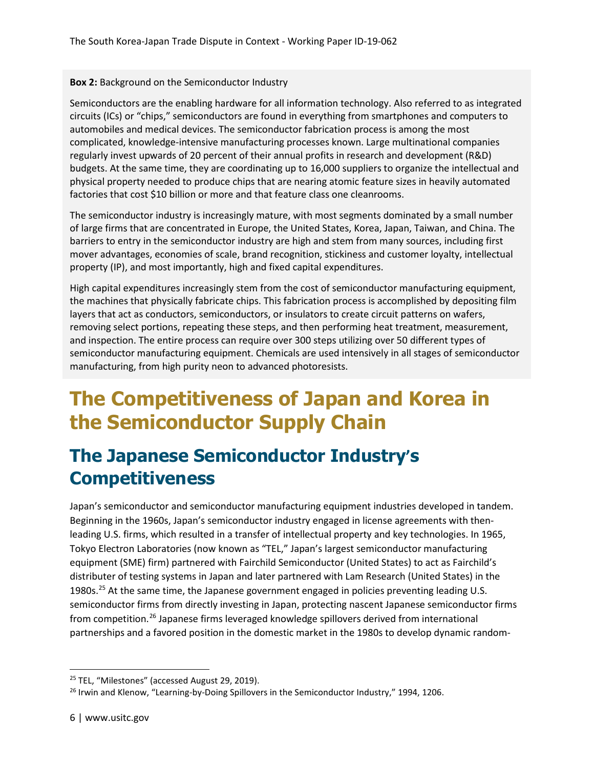**Box 2:** Background on the Semiconductor Industry

Semiconductors are the enabling hardware for all information technology. Also referred to as integrated circuits (ICs) or "chips," semiconductors are found in everything from smartphones and computers to automobiles and medical devices. The semiconductor fabrication process is among the most complicated, knowledge-intensive manufacturing processes known. Large multinational companies regularly invest upwards of 20 percent of their annual profits in research and development (R&D) budgets. At the same time, they are coordinating up to 16,000 suppliers to organize the intellectual and physical property needed to produce chips that are nearing atomic feature sizes in heavily automated factories that cost $10 billion or more and that feature class one cleanrooms.

The semiconductor industry is increasingly mature, with most segments dominated by a small number of large firms that are concentrated in Europe, the United States, Korea, Japan, Taiwan, and China. The barriers to entry in the semiconductor industry are high and stem from many sources, including first mover advantages, economies of scale, brand recognition, stickiness and customer loyalty, intellectual property (IP), and most importantly, high and fixed capital expenditures.

High capital expenditures increasingly stem from the cost of semiconductor manufacturing equipment, the machines that physically fabricate chips. This fabrication process is accomplished by depositing film layers that act as conductors, semiconductors, or insulators to create circuit patterns on wafers, removing select portions, repeating these steps, and then performing heat treatment, measurement, and inspection. The entire process can require over 300 steps utilizing over 50 different types of semiconductor manufacturing equipment. Chemicals are used intensively in all stages of semiconductor manufacturing, from high purity neon to advanced photoresists.

# The Competitiveness of Japan and Korea in the Semiconductor Supply Chain

## The Japanese Semiconductor Industry's Competitiveness

Japan's semiconductor and semiconductor manufacturing equipment industries developed in tandem. Beginning in the 1960s, Japan's semiconductor industry engaged in license agreements with then-leading U.S. firms, which resulted in a transfer of intellectual property and key technologies. In 1965, Tokyo Electron Laboratories (now known as "TEL," Japan's largest semiconductor manufacturing equipment (SME) firm) partnered with Fairchild Semiconductor (United States) to act as Fairchild's distributor of testing systems in Japan and later partnered with Lam Research (United States) in the 1980s.[25] At the same time, the Japanese government engaged in policies preventing leading U.S. semiconductor firms from directly investing in Japan, protecting nascent Japanese semiconductor firms from competition.[26] Japanese firms leveraged knowledge spillovers derived from international partnerships and a favored position in the domestic market in the 1980s to develop dynamic random-

[25] TEL, "Milestones" (accessed August 29, 2019).

[26] Irwin and Klenow, "Learning-by-Doing Spillovers in the Semiconductor Industry," 1994, 1206.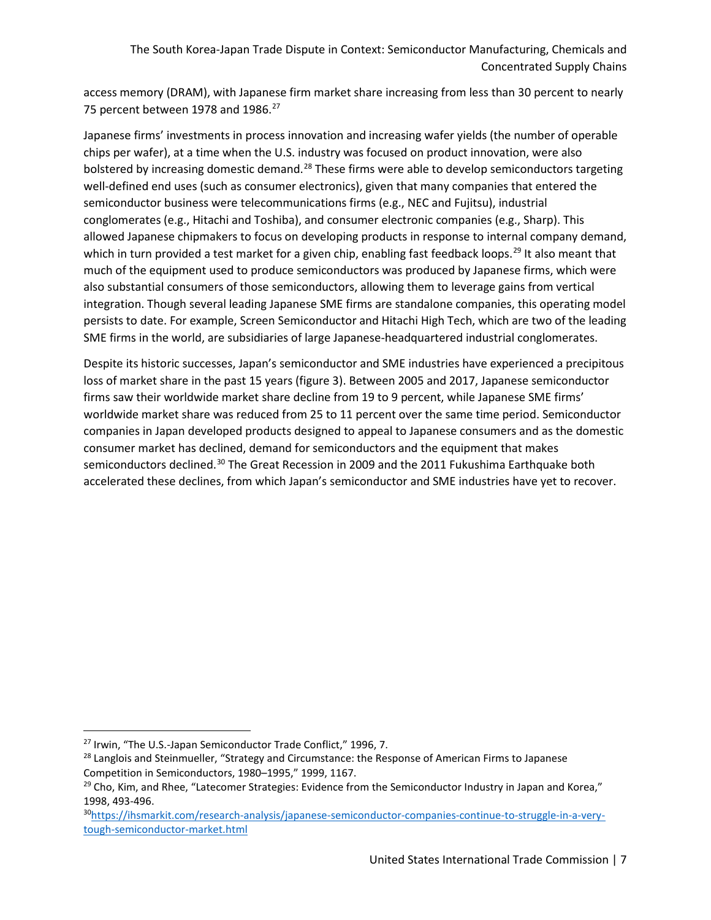access memory (DRAM), with Japanese firm market share increasing from less than 30 percent to nearly 75 percent between 1978 and 1986.[27]

Japanese firms' investments in process innovation and increasing wafer yields (the number of operable chips per wafer), at a time when the U.S. industry was focused on product innovation, were also bolstered by increasing domestic demand.[28] These firms were able to develop semiconductors targeting well-defined end uses (such as consumer electronics), given that many companies that entered the semiconductor business were telecommunications firms (e.g., NEC and Fujitsu), industrial conglomerates (e.g., Hitachi and Toshiba), and consumer electronic companies (e.g., Sharp). This allowed Japanese chipmakers to focus on developing products in response to internal company demand, which in turn provided a test market for a given chip, enabling fast feedback loops.[29] It also meant that much of the equipment used to produce semiconductors was produced by Japanese firms, which were also substantial consumers of those semiconductors, allowing them to leverage gains from vertical integration. Though several leading Japanese SME firms are standalone companies, this operating model persists to date. For example, Screen Semiconductor and Hitachi High Tech, which are two of the leading SME firms in the world, are subsidiaries of large Japanese-headquartered industrial conglomerates.

Despite its historic successes, Japan's semiconductor and SME industries have experienced a precipitous loss of market share in the past 15 years (figure 3). Between 2005 and 2017, Japanese semiconductor firms saw their worldwide market share decline from 19 to 9 percent, while Japanese SME firms' worldwide market share was reduced from 25 to 11 percent over the same time period. Semiconductor companies in Japan developed products designed to appeal to Japanese consumers and as the domestic consumer market has declined, demand for semiconductors and the equipment that makes semiconductors declined.[30] The Great Recession in 2009 and the 2011 Fukushima Earthquake both accelerated these declines, from which Japan's semiconductor and SME industries have yet to recover.

---

[27] Irwin, "The U.S.-Japan Semiconductor Trade Conflict," 1996, 7.

[28] Langlois and Steinmueller, "Strategy and Circumstance: the Response of American Firms to Japanese Competition in Semiconductors, 1980–1995," 1999, 1167.

[29] Cho, Kim, and Rhee, "Latecomer Strategies: Evidence from the Semiconductor Industry in Japan and Korea," 1998, 493-496.

[30] https://ihsmarkit.com/research-analysis/japanese-semiconductor-companies-continue-to-struggle-in-a-very-tough-semiconductor-market.html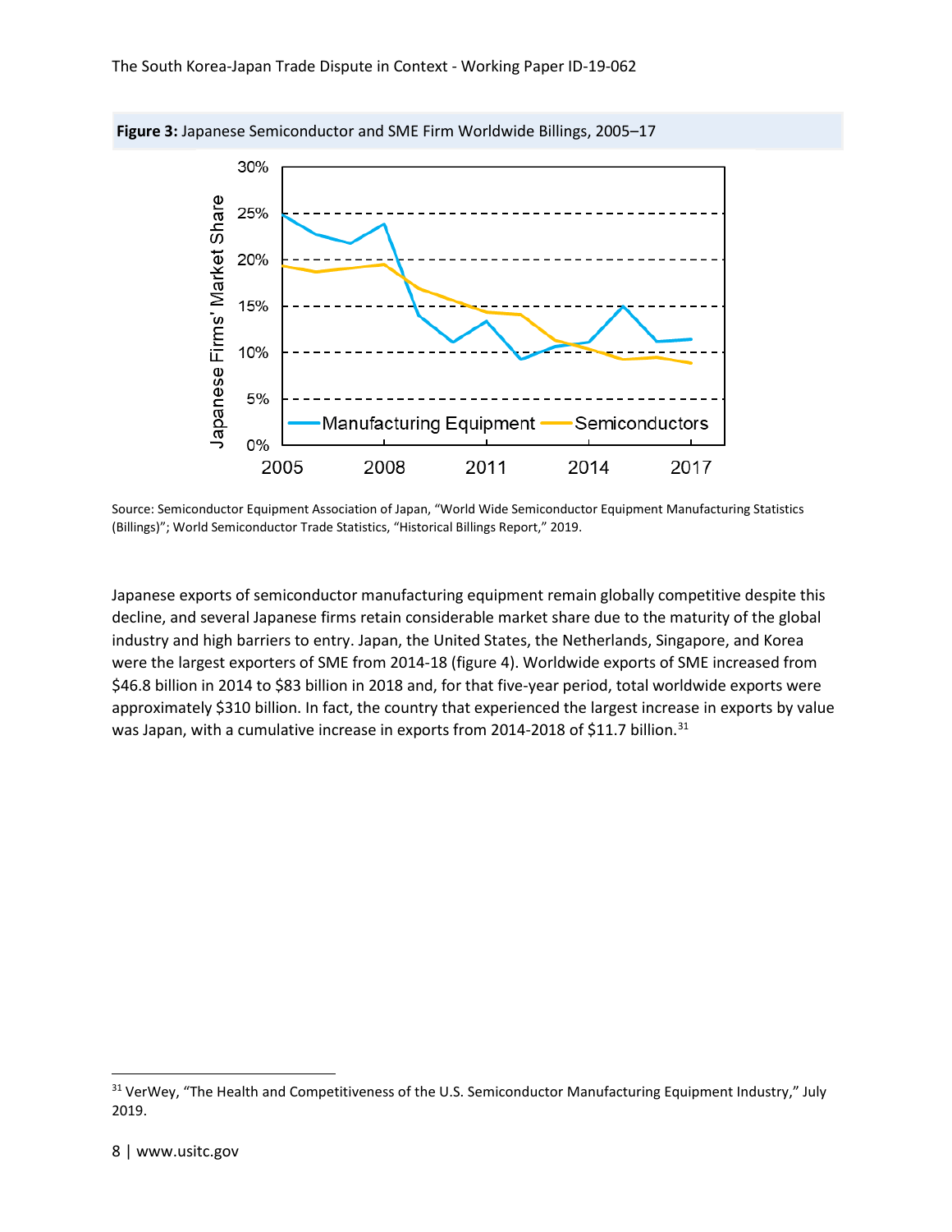**Figure 3:** Japanese Semiconductor and SME Firm Worldwide Billings, 2005–17

30%
25%
20%
15%
10%
5%
0%
Japanese Firms' Market Share
2005
2008
2011
2014
2017
Manufacturing Equipment
Semiconductors

Source: Semiconductor Equipment Association of Japan, "World Wide Semiconductor Equipment Manufacturing Statistics (Billings)"; World Semiconductor Trade Statistics, "Historical Billings Report," 2019.

Japanese exports of semiconductor manufacturing equipment remain globally competitive despite this decline, and several Japanese firms retain considerable market share due to the maturity of the global industry and high barriers to entry. Japan, the United States, the Netherlands, Singapore, and Korea were the largest exporters of SME from 2014-18 (figure 4). Worldwide exports of SME increased from $46.8 billion in 2014 to $83 billion in 2018 and, for that five-year period, total worldwide exports were approximately $310 billion. In fact, the country that experienced the largest increase in exports by value was Japan, with a cumulative increase in exports from 2014-2018 of $11.7 billion.[31]

[31] VerWey, "The Health and Competitiveness of the U.S. Semiconductor Manufacturing Equipment Industry," July 2019.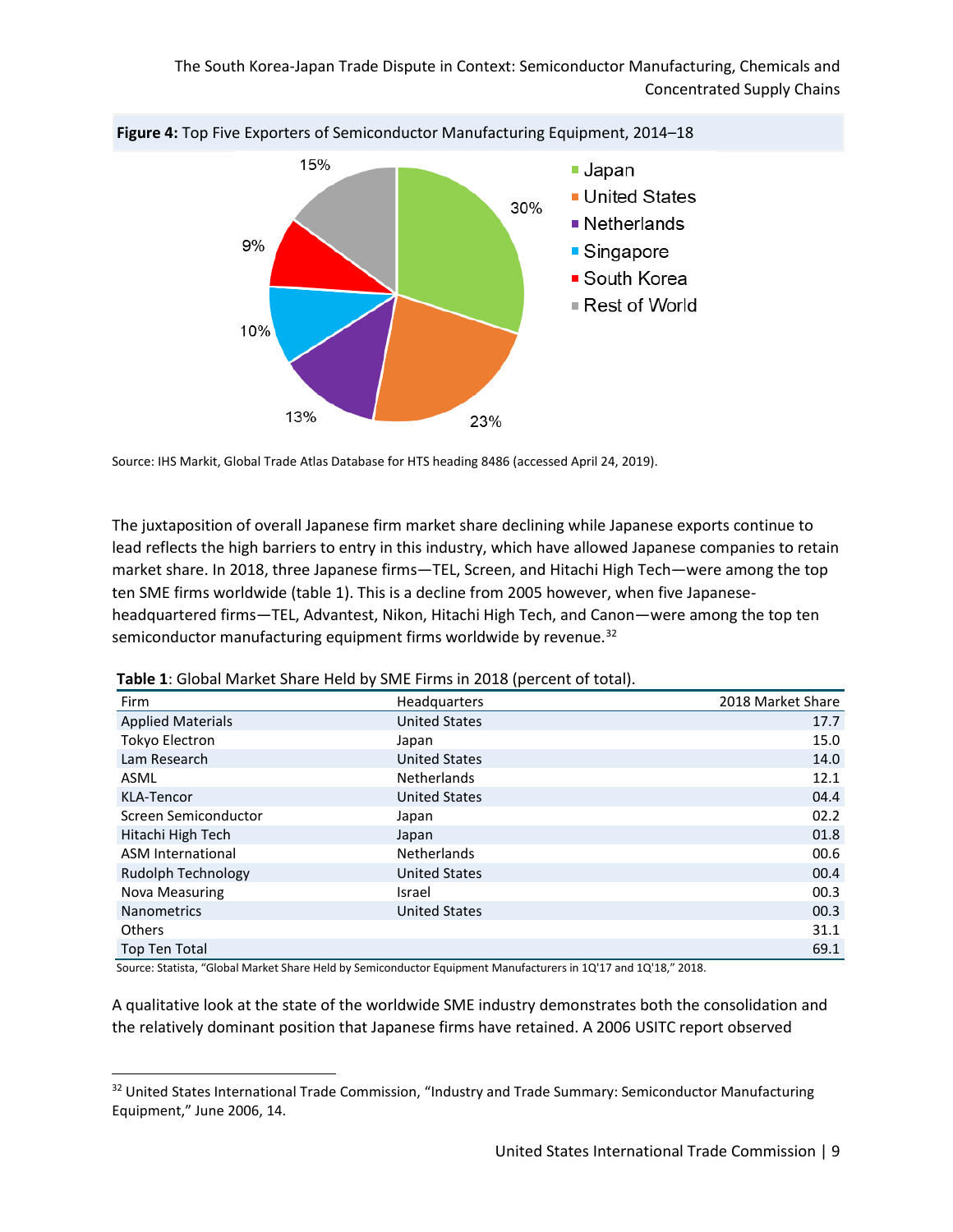**Figure 4:** Top Five Exporters of Semiconductor Manufacturing Equipment, 2014–18

30%
23%
13%
10%
9%
15%

Japan
United States
Netherlands
Singapore
South Korea
Rest of World

Source: IHS Markit, Global Trade Atlas Database for HTS heading 8486 (accessed April 24, 2019).

The juxtaposition of overall Japanese firm market share declining while Japanese exports continue to lead reflects the high barriers to entry in this industry, which have allowed Japanese companies to retain market share. In 2018, three Japanese firms—TEL, Screen, and Hitachi High Tech—were among the top ten SME firms worldwide (table 1). This is a decline from 2005 however, when five Japanese-headquartered firms—TEL, Advantest, Nikon, Hitachi High Tech, and Canon—were among the top ten semiconductor manufacturing equipment firms worldwide by revenue.[32]

**Table 1**: Global Market Share Held by SME Firms in 2018 (percent of total).

| Firm | Headquarters | 2018 Market Share |
|---|---|---|
| Applied Materials | United States | 17.7 |
| Tokyo Electron | Japan | 15.0 |
| Lam Research | United States | 14.0 |
| ASML | Netherlands | 12.1 |
| KLA-Tencor | United States | 04.4 |
| Screen Semiconductor | Japan | 02.2 |
| Hitachi High Tech | Japan | 01.8 |
| ASM International | Netherlands | 00.6 |
| Rudolph Technology | United States | 00.4 |
| Nova Measuring | Israel | 00.3 |
| Nanometrics | United States | 00.3 |
| Others | | 31.1 |
| Top Ten Total | | 69.1 |

Source: Statista, "Global Market Share Held by Semiconductor Equipment Manufacturers in 1Q'17 and 1Q'18," 2018.

A qualitative look at the state of the worldwide SME industry demonstrates both the consolidation and the relatively dominant position that Japanese firms have retained. A 2006 USITC report observed

[32] United States International Trade Commission, "Industry and Trade Summary: Semiconductor Manufacturing Equipment," June 2006, 14.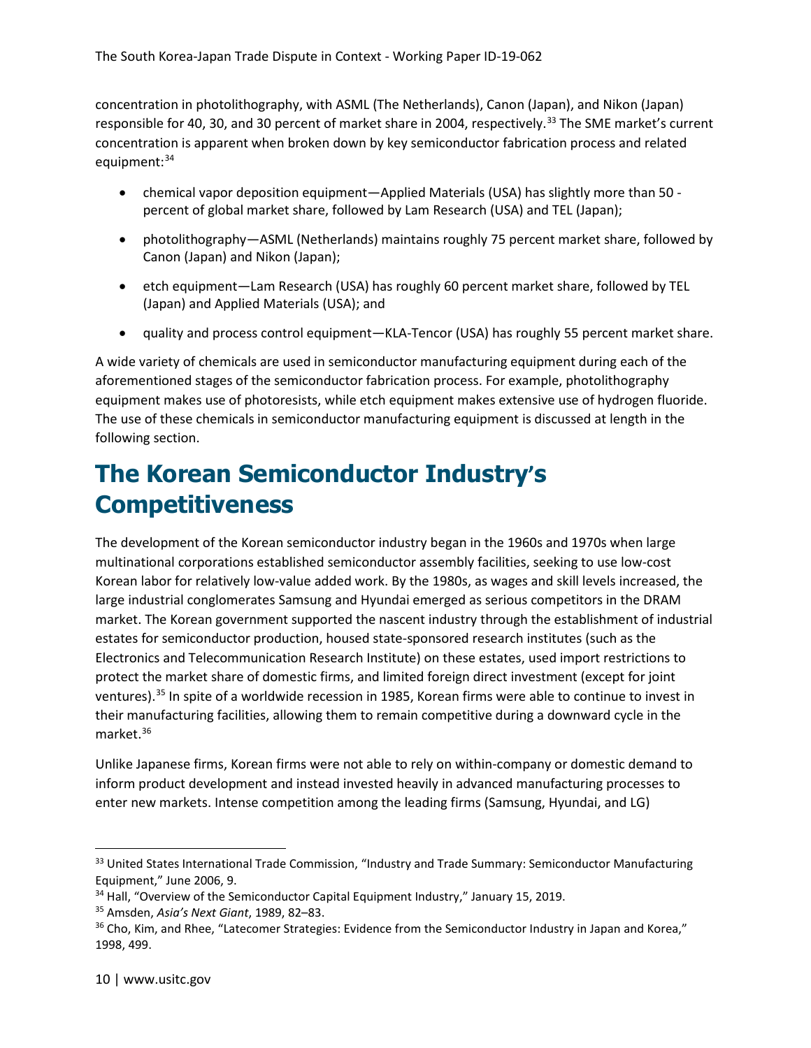concentration in photolithography, with ASML (The Netherlands), Canon (Japan), and Nikon (Japan) responsible for 40, 30, and 30 percent of market share in 2004, respectively.[33] The SME market's current concentration is apparent when broken down by key semiconductor fabrication process and related equipment:[34]

- chemical vapor deposition equipment—Applied Materials (USA) has slightly more than 50 - percent of global market share, followed by Lam Research (USA) and TEL (Japan);
- photolithography—ASML (Netherlands) maintains roughly 75 percent market share, followed by Canon (Japan) and Nikon (Japan);
- etch equipment—Lam Research (USA) has roughly 60 percent market share, followed by TEL (Japan) and Applied Materials (USA); and
- quality and process control equipment—KLA-Tencor (USA) has roughly 55 percent market share.

A wide variety of chemicals are used in semiconductor manufacturing equipment during each of the aforementioned stages of the semiconductor fabrication process. For example, photolithography equipment makes use of photoresists, while etch equipment makes extensive use of hydrogen fluoride. The use of these chemicals in semiconductor manufacturing equipment is discussed at length in the following section.

# The Korean Semiconductor Industry's Competitiveness

The development of the Korean semiconductor industry began in the 1960s and 1970s when large multinational corporations established semiconductor assembly facilities, seeking to use low-cost Korean labor for relatively low-value added work. By the 1980s, as wages and skill levels increased, the large industrial conglomerates Samsung and Hyundai emerged as serious competitors in the DRAM market. The Korean government supported the nascent industry through the establishment of industrial estates for semiconductor production, housed state-sponsored research institutes (such as the Electronics and Telecommunication Research Institute) on these estates, used import restrictions to protect the market share of domestic firms, and limited foreign direct investment (except for joint ventures).[35] In spite of a worldwide recession in 1985, Korean firms were able to continue to invest in their manufacturing facilities, allowing them to remain competitive during a downward cycle in the market.[36]

Unlike Japanese firms, Korean firms were not able to rely on within-company or domestic demand to inform product development and instead invested heavily in advanced manufacturing processes to enter new markets. Intense competition among the leading firms (Samsung, Hyundai, and LG)

---

[33] United States International Trade Commission, "Industry and Trade Summary: Semiconductor Manufacturing Equipment," June 2006, 9.

[34] Hall, "Overview of the Semiconductor Capital Equipment Industry," January 15, 2019.

[35] Amsden, *Asia's Next Giant*, 1989, 82–83.

[36] Cho, Kim, and Rhee, "Latecomer Strategies: Evidence from the Semiconductor Industry in Japan and Korea," 1998, 499.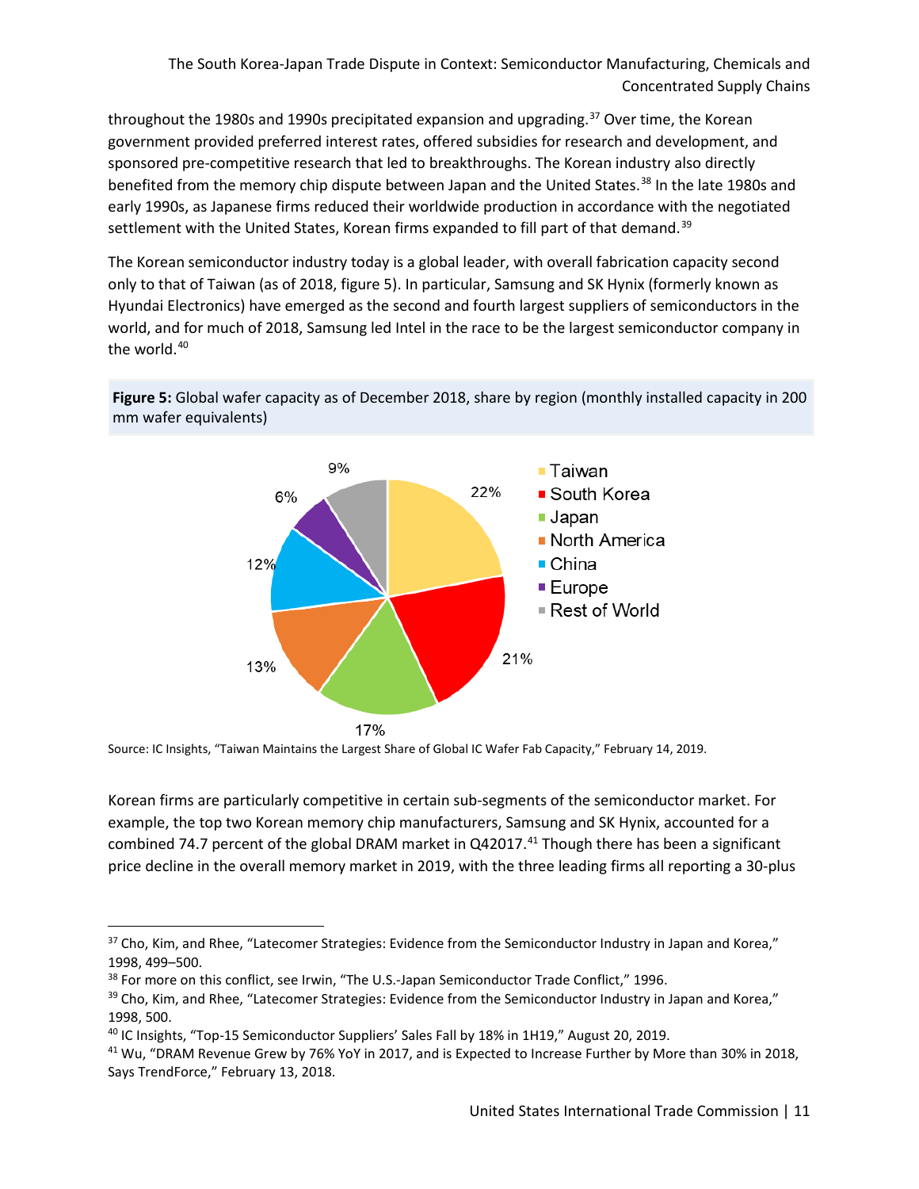throughout the 1980s and 1990s precipitated expansion and upgrading.[37] Over time, the Korean government provided preferred interest rates, offered subsidies for research and development, and sponsored pre-competitive research that led to breakthroughs. The Korean industry also directly benefited from the memory chip dispute between Japan and the United States.[38] In the late 1980s and early 1990s, as Japanese firms reduced their worldwide production in accordance with the negotiated settlement with the United States, Korean firms expanded to fill part of that demand.[39]

The Korean semiconductor industry today is a global leader, with overall fabrication capacity second only to that of Taiwan (as of 2018, figure 5). In particular, Samsung and SK Hynix (formerly known as Hyundai Electronics) have emerged as the second and fourth largest suppliers of semiconductors in the world, and for much of 2018, Samsung led Intel in the race to be the largest semiconductor company in the world.[40]

**Figure 5:** Global wafer capacity as of December 2018, share by region (monthly installed capacity in 200 mm wafer equivalents)

22%
21%
17%
13%
12%
6%
9%

Taiwan
South Korea
Japan
North America
China
Europe
Rest of World

Source: IC Insights, "Taiwan Maintains the Largest Share of Global IC Wafer Fab Capacity," February 14, 2019.

Korean firms are particularly competitive in certain sub-segments of the semiconductor market. For example, the top two Korean memory chip manufacturers, Samsung and SK Hynix, accounted for a combined 74.7 percent of the global DRAM market in Q42017.[41] Though there has been a significant price decline in the overall memory market in 2019, with the three leading firms all reporting a 30-plus

---

[37] Cho, Kim, and Rhee, "Latecomer Strategies: Evidence from the Semiconductor Industry in Japan and Korea," 1998, 499–500.

[38] For more on this conflict, see Irwin, "The U.S.-Japan Semiconductor Trade Conflict," 1996.

[39] Cho, Kim, and Rhee, "Latecomer Strategies: Evidence from the Semiconductor Industry in Japan and Korea," 1998, 500.

[40] IC Insights, "Top-15 Semiconductor Suppliers' Sales Fall by 18% in 1H19," August 20, 2019.

[41] Wu, "DRAM Revenue Grew by 76% YoY in 2017, and is Expected to Increase Further by More than 30% in 2018, Says TrendForce," February 13, 2018.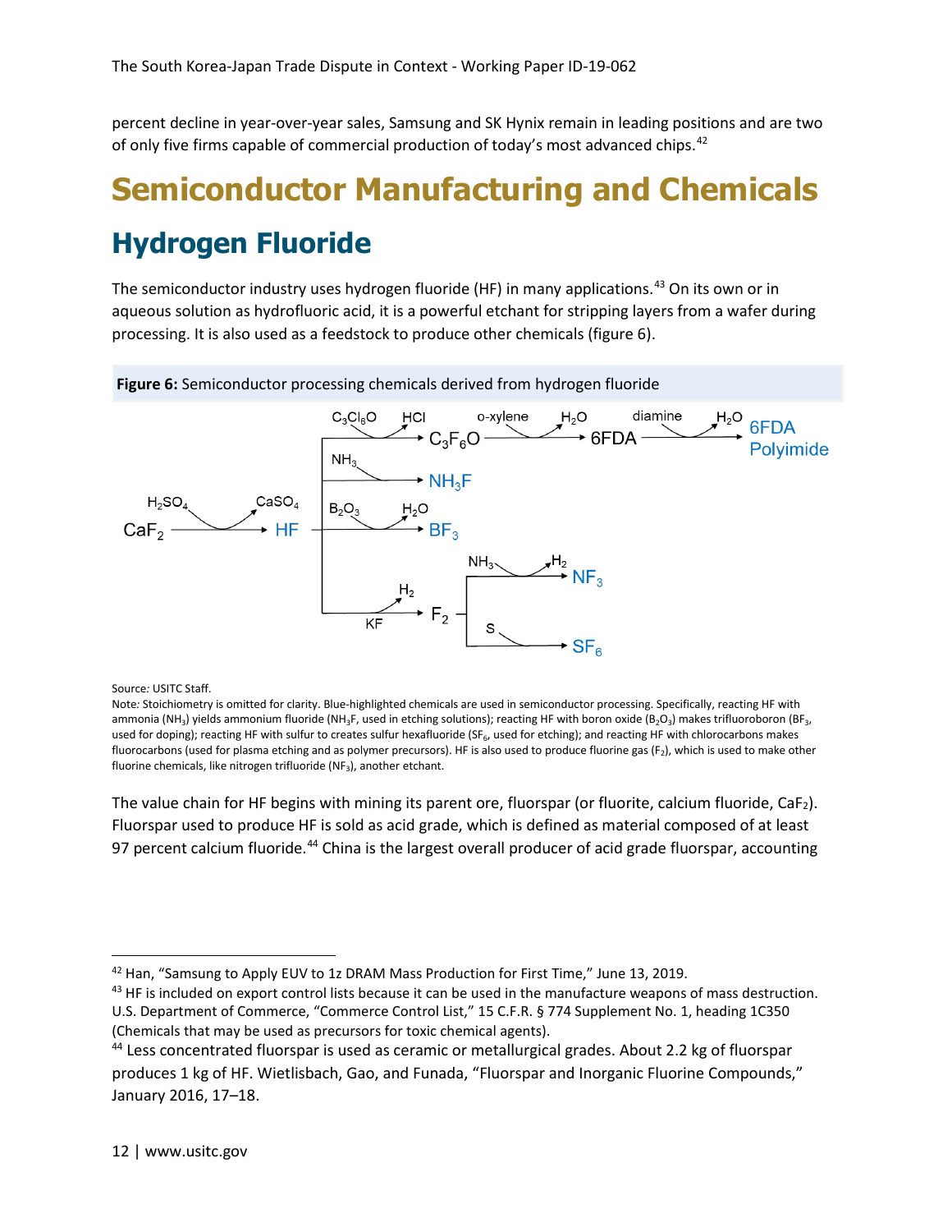percent decline in year-over-year sales, Samsung and SK Hynix remain in leading positions and are two of only five firms capable of commercial production of today's most advanced chips.[42]

# Semiconductor Manufacturing and Chemicals

## Hydrogen Fluoride

The semiconductor industry uses hydrogen fluoride (HF) in many applications.[43] On its own or in aqueous solution as hydrofluoric acid, it is a powerful etchant for stripping layers from a wafer during processing. It is also used as a feedstock to produce other chemicals (figure 6).

**Figure 6:** Semiconductor processing chemicals derived from hydrogen fluoride

$H_2SO_4$
$CaSO_4$
$CaF_2$
HF
$C_3Cl_6O$
HCl
$C_3F_6O$
o-xylene
$H_2O$
6FDA
diamine
$H_2O$
6FDA Polyimide
$NH_3$
$NH_3F$
$B_2O_3$
$H_2O$
$BF_3$
$NH_3$
$H_2$
$NF_3$
$H_2$
KF
$F_2$
S
$SF_6$

Source*:* USITC Staff.

Note*:* Stoichiometry is omitted for clarity. Blue-highlighted chemicals are used in semiconductor processing. Specifically, reacting HF with ammonia ($NH_3$) yields ammonium fluoride ($NH_3F$, used in etching solutions); reacting HF with boron oxide ($B_2O_3$) makes trifluoroboron ($BF_3$, used for doping); reacting HF with sulfur to creates sulfur hexafluoride ($SF_6$, used for etching); and reacting HF with chlorocarbons makes fluorocarbons (used for plasma etching and as polymer precursors). HF is also used to produce fluorine gas ($F_2$), which is used to make other fluorine chemicals, like nitrogen trifluoride ($NF_3$), another etchant.

The value chain for HF begins with mining its parent ore, fluorspar (or fluorite, calcium fluoride, $CaF_2$). Fluorspar used to produce HF is sold as acid grade, which is defined as material composed of at least 97 percent calcium fluoride.[44] China is the largest overall producer of acid grade fluorspar, accounting

---

[42] Han, "Samsung to Apply EUV to 1z DRAM Mass Production for First Time," June 13, 2019.

[43] HF is included on export control lists because it can be used in the manufacture weapons of mass destruction. U.S. Department of Commerce, "Commerce Control List," 15 C.F.R. § 774 Supplement No. 1, heading 1C350 (Chemicals that may be used as precursors for toxic chemical agents).

[44] Less concentrated fluorspar is used as ceramic or metallurgical grades. About 2.2 kg of fluorspar produces 1 kg of HF. Wietlisbach, Gao, and Funada, "Fluorspar and Inorganic Fluorine Compounds," January 2016, 17–18.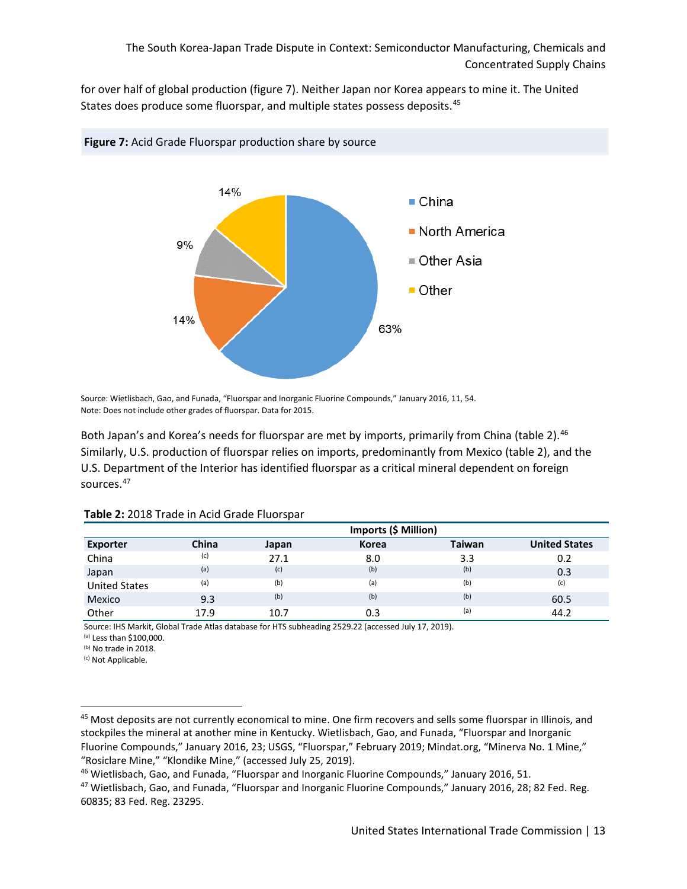for over half of global production (figure 7). Neither Japan nor Korea appears to mine it. The United States does produce some fluorspar, and multiple states possess deposits.[45]

**Figure 7:** Acid Grade Fluorspar production share by source

14%
9%
14%
63%
China
North America
Other Asia
Other

Source: Wietlisbach, Gao, and Funada, "Fluorspar and Inorganic Fluorine Compounds," January 2016, 11, 54.
Note: Does not include other grades of fluorspar. Data for 2015.

Both Japan's and Korea's needs for fluorspar are met by imports, primarily from China (table 2).[46] Similarly, U.S. production of fluorspar relies on imports, predominantly from Mexico (table 2), and the U.S. Department of the Interior has identified fluorspar as a critical mineral dependent on foreign sources.[47]

**Table 2:** 2018 Trade in Acid Grade Fluorspar

| | Imports ($ Million) | | | | |
|---|---|---|---|---|---|
| **Exporter** | **China** | **Japan** | **Korea** | **Taiwan** | **United States** |
| China | [c] | 27.1 | 8.0 | 3.3 | 0.2 |
| Japan | [a] | [c] | [b] | [b] | 0.3 |
| United States | [a] | [b] | [a] | [b] | [c] |
| Mexico | 9.3 | [b] | [b] | [b] | 60.5 |
| Other | 17.9 | 10.7 | 0.3 | [a] | 44.2 |

Source: IHS Markit, Global Trade Atlas database for HTS subheading 2529.22 (accessed July 17, 2019).
[a] Less than $100,000.
[b] No trade in 2018.
[c] Not Applicable.

[45] Most deposits are not currently economical to mine. One firm recovers and sells some fluorspar in Illinois, and stockpiles the mineral at another mine in Kentucky. Wietlisbach, Gao, and Funada, "Fluorspar and Inorganic Fluorine Compounds," January 2016, 23; USGS, "Fluorspar," February 2019; Mindat.org, "Minerva No. 1 Mine," "Rosiclare Mine," "Klondike Mine," (accessed July 25, 2019).

[46] Wietlisbach, Gao, and Funada, "Fluorspar and Inorganic Fluorine Compounds," January 2016, 51.

[47] Wietlisbach, Gao, and Funada, "Fluorspar and Inorganic Fluorine Compounds," January 2016, 28; 82 Fed. Reg. 60835; 83 Fed. Reg. 23295.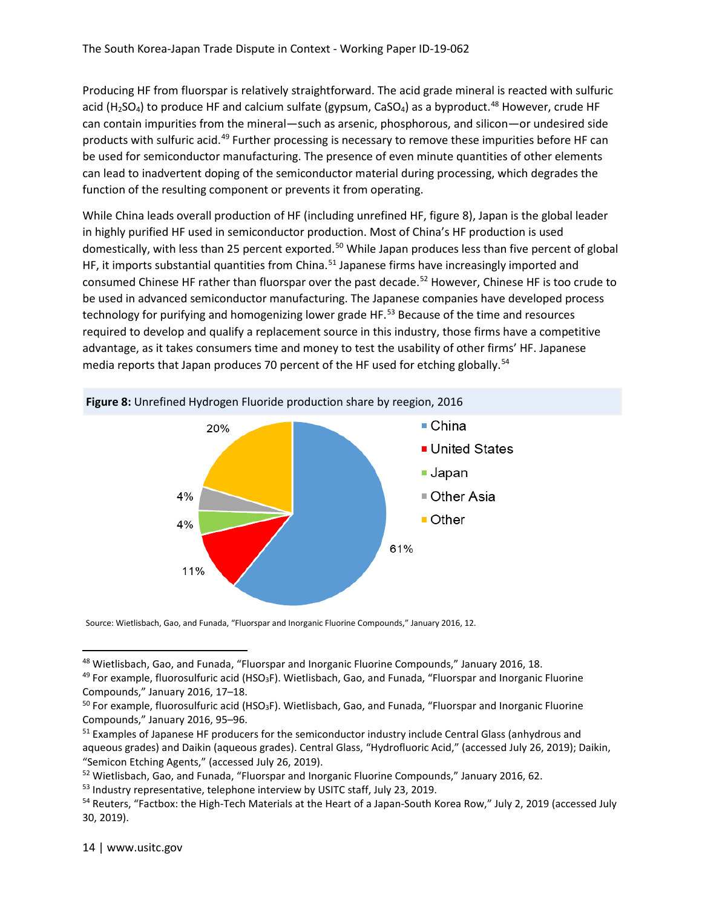Producing HF from fluorspar is relatively straightforward. The acid grade mineral is reacted with sulfuric acid ($H_2SO_4$) to produce HF and calcium sulfate (gypsum, $CaSO_4$) as a byproduct.[48] However, crude HF can contain impurities from the mineral—such as arsenic, phosphorous, and silicon—or undesired side products with sulfuric acid.[49] Further processing is necessary to remove these impurities before HF can be used for semiconductor manufacturing. The presence of even minute quantities of other elements can lead to inadvertent doping of the semiconductor material during processing, which degrades the function of the resulting component or prevents it from operating.

While China leads overall production of HF (including unrefined HF, figure 8), Japan is the global leader in highly purified HF used in semiconductor production. Most of China's HF production is used domestically, with less than 25 percent exported.[50] While Japan produces less than five percent of global HF, it imports substantial quantities from China.[51] Japanese firms have increasingly imported and consumed Chinese HF rather than fluorspar over the past decade.[52] However, Chinese HF is too crude to be used in advanced semiconductor manufacturing. The Japanese companies have developed process technology for purifying and homogenizing lower grade HF.[53] Because of the time and resources required to develop and qualify a replacement source in this industry, those firms have a competitive advantage, as it takes consumers time and money to test the usability of other firms' HF. Japanese media reports that Japan produces 70 percent of the HF used for etching globally.[54]

**Figure 8:** Unrefined Hydrogen Fluoride production share by reegion, 2016

20%
4%
4%
11%
61%
China
United States
Japan
Other Asia
Other

Source: Wietlisbach, Gao, and Funada, "Fluorspar and Inorganic Fluorine Compounds," January 2016, 12.

---

[48] Wietlisbach, Gao, and Funada, "Fluorspar and Inorganic Fluorine Compounds," January 2016, 18.

[49] For example, fluorosulfuric acid ($HSO_3F$). Wietlisbach, Gao, and Funada, "Fluorspar and Inorganic Fluorine Compounds," January 2016, 17–18.

[50] For example, fluorosulfuric acid ($HSO_3F$). Wietlisbach, Gao, and Funada, "Fluorspar and Inorganic Fluorine Compounds," January 2016, 95–96.

[51] Examples of Japanese HF producers for the semiconductor industry include Central Glass (anhydrous and aqueous grades) and Daikin (aqueous grades). Central Glass, "Hydrofluoric Acid," (accessed July 26, 2019); Daikin, "Semicon Etching Agents," (accessed July 26, 2019).

[52] Wietlisbach, Gao, and Funada, "Fluorspar and Inorganic Fluorine Compounds," January 2016, 62.

[53] Industry representative, telephone interview by USITC staff, July 23, 2019.

[54] Reuters, "Factbox: the High-Tech Materials at the Heart of a Japan-South Korea Row," July 2, 2019 (accessed July 30, 2019).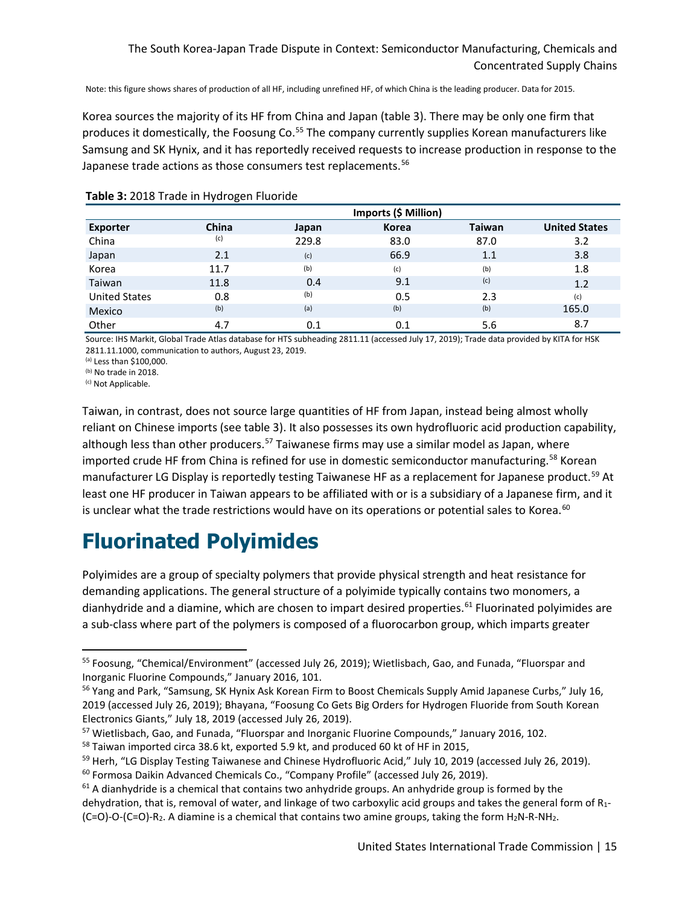Note: this figure shows shares of production of all HF, including unrefined HF, of which China is the leading producer. Data for 2015.

Korea sources the majority of its HF from China and Japan (table 3). There may be only one firm that produces it domestically, the Foosung Co.[55] The company currently supplies Korean manufacturers like Samsung and SK Hynix, and it has reportedly received requests to increase production in response to the Japanese trade actions as those consumers test replacements.[56]

**Table 3:** 2018 Trade in Hydrogen Fluoride

| | Imports ($ Million) | | | | |
|---|---|---|---|---|---|
| **Exporter** | **China** | **Japan** | **Korea** | **Taiwan** | **United States** |
| China | (c) | 229.8 | 83.0 | 87.0 | 3.2 |
| Japan | 2.1 | (c) | 66.9 | 1.1 | 3.8 |
| Korea | 11.7 | (b) | (c) | (b) | 1.8 |
| Taiwan | 11.8 | 0.4 | 9.1 | (c) | 1.2 |
| United States | 0.8 | (b) | 0.5 | 2.3 | (c) |
| Mexico | (b) | (a) | (b) | (b) | 165.0 |
| Other | 4.7 | 0.1 | 0.1 | 5.6 | 8.7 |

Source: IHS Markit, Global Trade Atlas database for HTS subheading 2811.11 (accessed July 17, 2019); Trade data provided by KITA for HSK 2811.11.1000, communication to authors, August 23, 2019.
(a) Less than $100,000.
(b) No trade in 2018.
(c) Not Applicable.

Taiwan, in contrast, does not source large quantities of HF from Japan, instead being almost wholly reliant on Chinese imports (see table 3). It also possesses its own hydrofluoric acid production capability, although less than other producers.[57] Taiwanese firms may use a similar model as Japan, where imported crude HF from China is refined for use in domestic semiconductor manufacturing.[58] Korean manufacturer LG Display is reportedly testing Taiwanese HF as a replacement for Japanese product.[59] At least one HF producer in Taiwan appears to be affiliated with or is a subsidiary of a Japanese firm, and it is unclear what the trade restrictions would have on its operations or potential sales to Korea.[60]

# Fluorinated Polyimides

Polyimides are a group of specialty polymers that provide physical strength and heat resistance for demanding applications. The general structure of a polyimide typically contains two monomers, a dianhydride and a diamine, which are chosen to impart desired properties.[61] Fluorinated polyimides are a sub-class where part of the polymers is composed of a fluorocarbon group, which imparts greater

---

[55] Foosung, "Chemical/Environment" (accessed July 26, 2019); Wietlisbach, Gao, and Funada, "Fluorspar and Inorganic Fluorine Compounds," January 2016, 101.

[56] Yang and Park, "Samsung, SK Hynix Ask Korean Firm to Boost Chemicals Supply Amid Japanese Curbs," July 16, 2019 (accessed July 26, 2019); Bhayana, "Foosung Co Gets Big Orders for Hydrogen Fluoride from South Korean Electronics Giants," July 18, 2019 (accessed July 26, 2019).

[57] Wietlisbach, Gao, and Funada, "Fluorspar and Inorganic Fluorine Compounds," January 2016, 102.

[58] Taiwan imported circa 38.6 kt, exported 5.9 kt, and produced 60 kt of HF in 2015,

[59] Herh, "LG Display Testing Taiwanese and Chinese Hydrofluoric Acid," July 10, 2019 (accessed July 26, 2019).

[60] Formosa Daikin Advanced Chemicals Co., "Company Profile" (accessed July 26, 2019).

[61] A dianhydride is a chemical that contains two anhydride groups. An anhydride group is formed by the dehydration, that is, removal of water, and linkage of two carboxylic acid groups and takes the general form of $R_1$-(C=O)-O-(C=O)-$R_2$. A diamine is a chemical that contains two amine groups, taking the form $H_2N$-R-$NH_2$.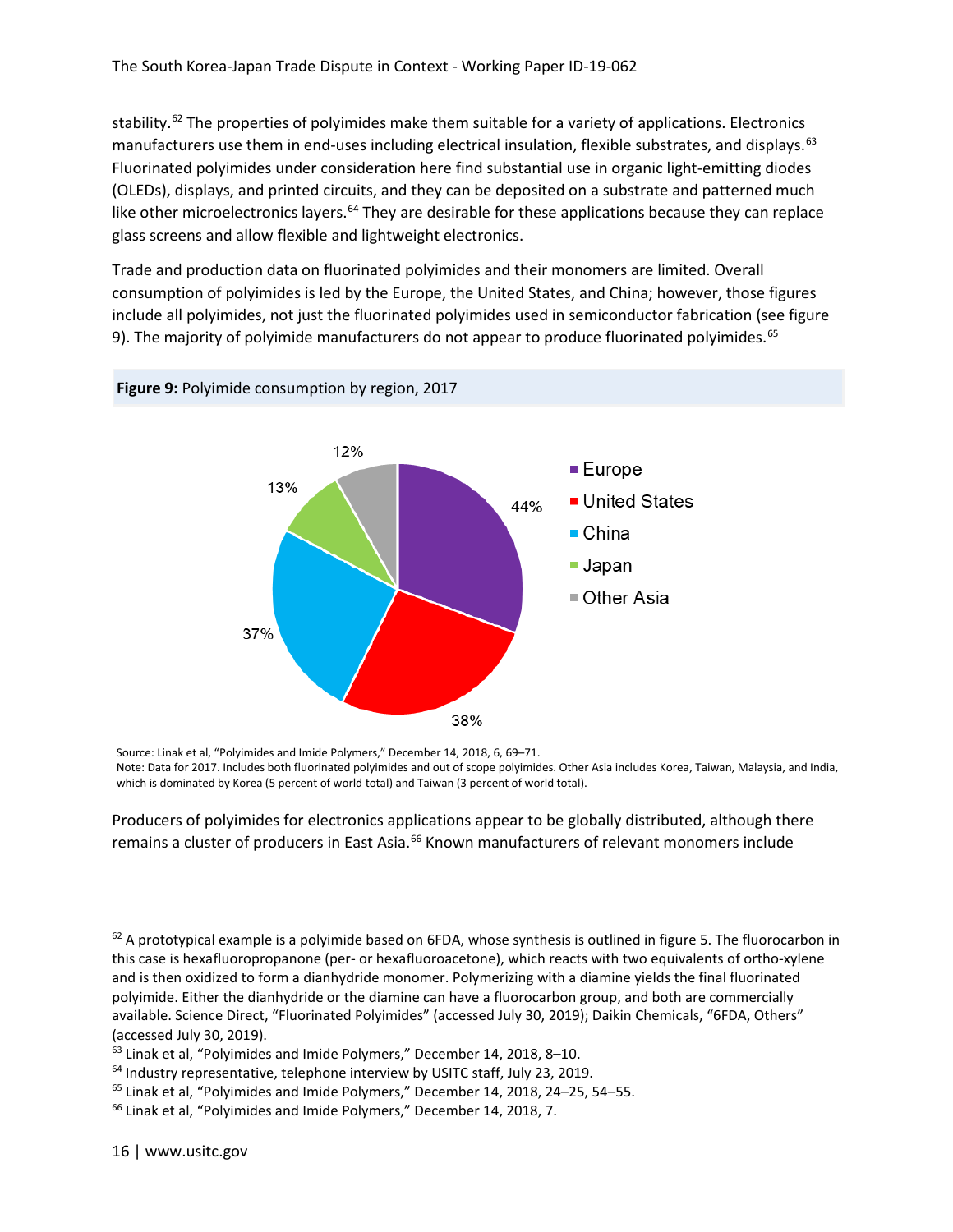stability.[62] The properties of polyimides make them suitable for a variety of applications. Electronics manufacturers use them in end-uses including electrical insulation, flexible substrates, and displays.[63] Fluorinated polyimides under consideration here find substantial use in organic light-emitting diodes (OLEDs), displays, and printed circuits, and they can be deposited on a substrate and patterned much like other microelectronics layers.[64] They are desirable for these applications because they can replace glass screens and allow flexible and lightweight electronics.

Trade and production data on fluorinated polyimides and their monomers are limited. Overall consumption of polyimides is led by the Europe, the United States, and China; however, those figures include all polyimides, not just the fluorinated polyimides used in semiconductor fabrication (see figure 9). The majority of polyimide manufacturers do not appear to produce fluorinated polyimides.[65]

**Figure 9:** Polyimide consumption by region, 2017

12%
13%
44%
37%
38%

Europe
United States
China
Japan
Other Asia

Source: Linak et al, "Polyimides and Imide Polymers," December 14, 2018, 6, 69–71.
Note: Data for 2017. Includes both fluorinated polyimides and out of scope polyimides. Other Asia includes Korea, Taiwan, Malaysia, and India, which is dominated by Korea (5 percent of world total) and Taiwan (3 percent of world total).

Producers of polyimides for electronics applications appear to be globally distributed, although there remains a cluster of producers in East Asia.[66] Known manufacturers of relevant monomers include

---

[62] A prototypical example is a polyimide based on 6FDA, whose synthesis is outlined in figure 5. The fluorocarbon in this case is hexafluoropropanone (per- or hexafluoroacetone), which reacts with two equivalents of ortho-xylene and is then oxidized to form a dianhydride monomer. Polymerizing with a diamine yields the final fluorinated polyimide. Either the dianhydride or the diamine can have a fluorocarbon group, and both are commercially available. Science Direct, "Fluorinated Polyimides" (accessed July 30, 2019); Daikin Chemicals, "6FDA, Others" (accessed July 30, 2019).

[63] Linak et al, "Polyimides and Imide Polymers," December 14, 2018, 8–10.

[64] Industry representative, telephone interview by USITC staff, July 23, 2019.

[65] Linak et al, "Polyimides and Imide Polymers," December 14, 2018, 24–25, 54–55.

[66] Linak et al, "Polyimides and Imide Polymers," December 14, 2018, 7.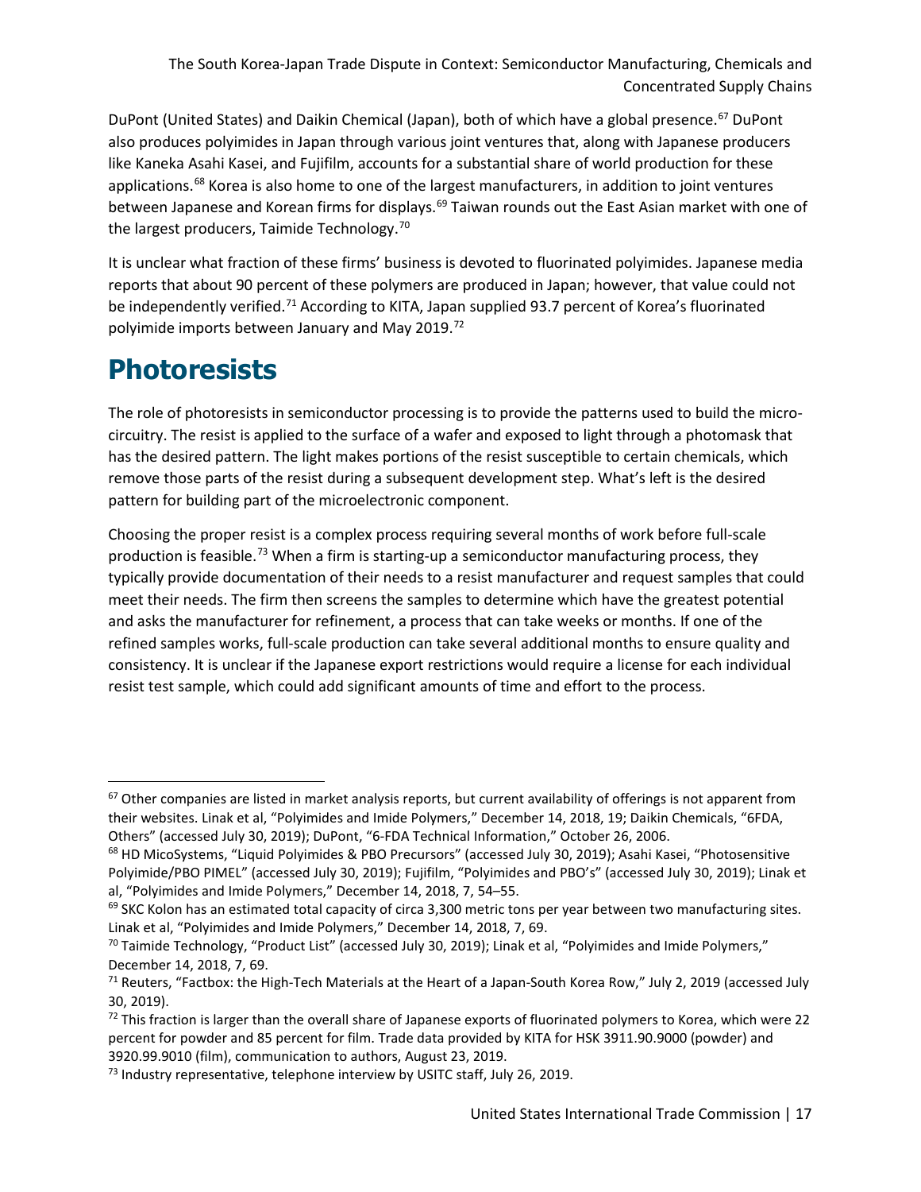DuPont (United States) and Daikin Chemical (Japan), both of which have a global presence.[67] DuPont also produces polyimides in Japan through various joint ventures that, along with Japanese producers like Kaneka Asahi Kasei, and Fujifilm, accounts for a substantial share of world production for these applications.[68] Korea is also home to one of the largest manufacturers, in addition to joint ventures between Japanese and Korean firms for displays.[69] Taiwan rounds out the East Asian market with one of the largest producers, Taimide Technology.[70]

It is unclear what fraction of these firms' business is devoted to fluorinated polyimides. Japanese media reports that about 90 percent of these polymers are produced in Japan; however, that value could not be independently verified.[71] According to KITA, Japan supplied 93.7 percent of Korea's fluorinated polyimide imports between January and May 2019.[72]

# Photoresists

The role of photoresists in semiconductor processing is to provide the patterns used to build the micro-circuitry. The resist is applied to the surface of a wafer and exposed to light through a photomask that has the desired pattern. The light makes portions of the resist susceptible to certain chemicals, which remove those parts of the resist during a subsequent development step. What's left is the desired pattern for building part of the microelectronic component.

Choosing the proper resist is a complex process requiring several months of work before full-scale production is feasible.[73] When a firm is starting-up a semiconductor manufacturing process, they typically provide documentation of their needs to a resist manufacturer and request samples that could meet their needs. The firm then screens the samples to determine which have the greatest potential and asks the manufacturer for refinement, a process that can take weeks or months. If one of the refined samples works, full-scale production can take several additional months to ensure quality and consistency. It is unclear if the Japanese export restrictions would require a license for each individual resist test sample, which could add significant amounts of time and effort to the process.

---

[67] Other companies are listed in market analysis reports, but current availability of offerings is not apparent from their websites. Linak et al, "Polyimides and Imide Polymers," December 14, 2018, 19; Daikin Chemicals, "6FDA, Others" (accessed July 30, 2019); DuPont, "6-FDA Technical Information," October 26, 2006.

[68] HD MicoSystems, "Liquid Polyimides & PBO Precursors" (accessed July 30, 2019); Asahi Kasei, "Photosensitive Polyimide/PBO PIMEL" (accessed July 30, 2019); Fujifilm, "Polyimides and PBO's" (accessed July 30, 2019); Linak et al, "Polyimides and Imide Polymers," December 14, 2018, 7, 54–55.

[69] SKC Kolon has an estimated total capacity of circa 3,300 metric tons per year between two manufacturing sites. Linak et al, "Polyimides and Imide Polymers," December 14, 2018, 7, 69.

[70] Taimide Technology, "Product List" (accessed July 30, 2019); Linak et al, "Polyimides and Imide Polymers," December 14, 2018, 7, 69.

[71] Reuters, "Factbox: the High-Tech Materials at the Heart of a Japan-South Korea Row," July 2, 2019 (accessed July 30, 2019).

[72] This fraction is larger than the overall share of Japanese exports of fluorinated polymers to Korea, which were 22 percent for powder and 85 percent for film. Trade data provided by KITA for HSK 3911.90.9000 (powder) and 3920.99.9010 (film), communication to authors, August 23, 2019.

[73] Industry representative, telephone interview by USITC staff, July 26, 2019.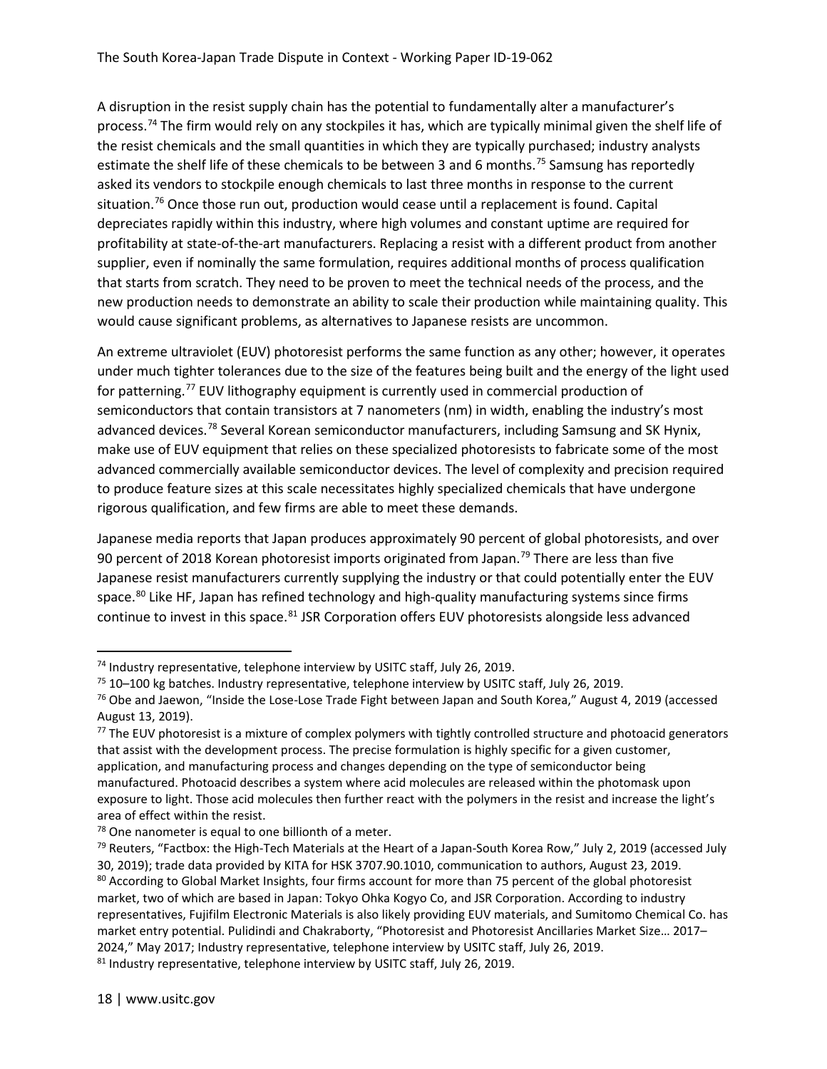A disruption in the resist supply chain has the potential to fundamentally alter a manufacturer's process.[74] The firm would rely on any stockpiles it has, which are typically minimal given the shelf life of the resist chemicals and the small quantities in which they are typically purchased; industry analysts estimate the shelf life of these chemicals to be between 3 and 6 months.[75] Samsung has reportedly asked its vendors to stockpile enough chemicals to last three months in response to the current situation.[76] Once those run out, production would cease until a replacement is found. Capital depreciates rapidly within this industry, where high volumes and constant uptime are required for profitability at state-of-the-art manufacturers. Replacing a resist with a different product from another supplier, even if nominally the same formulation, requires additional months of process qualification that starts from scratch. They need to be proven to meet the technical needs of the process, and the new production needs to demonstrate an ability to scale their production while maintaining quality. This would cause significant problems, as alternatives to Japanese resists are uncommon.

An extreme ultraviolet (EUV) photoresist performs the same function as any other; however, it operates under much tighter tolerances due to the size of the features being built and the energy of the light used for patterning.[77] EUV lithography equipment is currently used in commercial production of semiconductors that contain transistors at 7 nanometers (nm) in width, enabling the industry's most advanced devices.[78] Several Korean semiconductor manufacturers, including Samsung and SK Hynix, make use of EUV equipment that relies on these specialized photoresists to fabricate some of the most advanced commercially available semiconductor devices. The level of complexity and precision required to produce feature sizes at this scale necessitates highly specialized chemicals that have undergone rigorous qualification, and few firms are able to meet these demands.

Japanese media reports that Japan produces approximately 90 percent of global photoresists, and over 90 percent of 2018 Korean photoresist imports originated from Japan.[79] There are less than five Japanese resist manufacturers currently supplying the industry or that could potentially enter the EUV space.[80] Like HF, Japan has refined technology and high-quality manufacturing systems since firms continue to invest in this space.[81] JSR Corporation offers EUV photoresists alongside less advanced

---

[74] Industry representative, telephone interview by USITC staff, July 26, 2019.

[75] 10–100 kg batches. Industry representative, telephone interview by USITC staff, July 26, 2019.

[76] Obe and Jaewon, "Inside the Lose-Lose Trade Fight between Japan and South Korea," August 4, 2019 (accessed August 13, 2019).

[77] The EUV photoresist is a mixture of complex polymers with tightly controlled structure and photoacid generators that assist with the development process. The precise formulation is highly specific for a given customer, application, and manufacturing process and changes depending on the type of semiconductor being manufactured. Photoacid describes a system where acid molecules are released within the photomask upon exposure to light. Those acid molecules then further react with the polymers in the resist and increase the light's area of effect within the resist.

[78] One nanometer is equal to one billionth of a meter.

[79] Reuters, "Factbox: the High-Tech Materials at the Heart of a Japan-South Korea Row," July 2, 2019 (accessed July 30, 2019); trade data provided by KITA for HSK 3707.90.1010, communication to authors, August 23, 2019.

[80] According to Global Market Insights, four firms account for more than 75 percent of the global photoresist market, two of which are based in Japan: Tokyo Ohka Kogyo Co, and JSR Corporation. According to industry representatives, Fujifilm Electronic Materials is also likely providing EUV materials, and Sumitomo Chemical Co. has market entry potential. Pulidindi and Chakraborty, "Photoresist and Photoresist Ancillaries Market Size… 2017–2024," May 2017; Industry representative, telephone interview by USITC staff, July 26, 2019.

[81] Industry representative, telephone interview by USITC staff, July 26, 2019.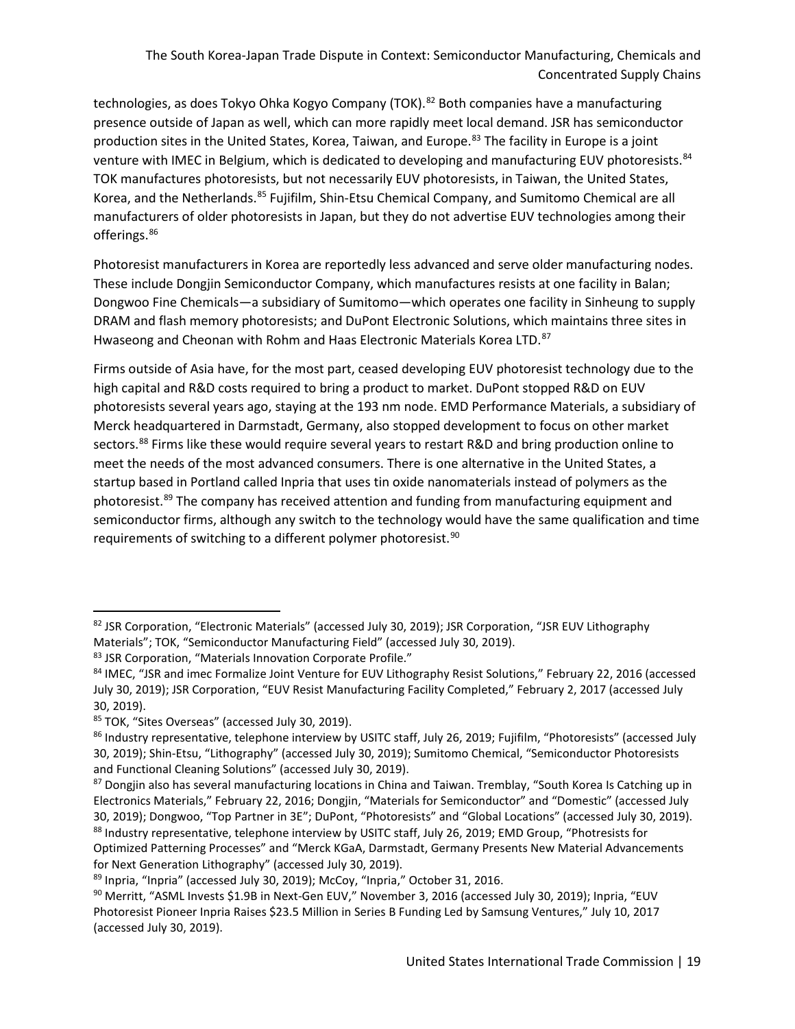technologies, as does Tokyo Ohka Kogyo Company (TOK).[82] Both companies have a manufacturing presence outside of Japan as well, which can more rapidly meet local demand. JSR has semiconductor production sites in the United States, Korea, Taiwan, and Europe.[83] The facility in Europe is a joint venture with IMEC in Belgium, which is dedicated to developing and manufacturing EUV photoresists.[84] TOK manufactures photoresists, but not necessarily EUV photoresists, in Taiwan, the United States, Korea, and the Netherlands.[85] Fujifilm, Shin-Etsu Chemical Company, and Sumitomo Chemical are all manufacturers of older photoresists in Japan, but they do not advertise EUV technologies among their offerings.[86]

Photoresist manufacturers in Korea are reportedly less advanced and serve older manufacturing nodes. These include Dongjin Semiconductor Company, which manufactures resists at one facility in Balan; Dongwoo Fine Chemicals—a subsidiary of Sumitomo—which operates one facility in Sinheung to supply DRAM and flash memory photoresists; and DuPont Electronic Solutions, which maintains three sites in Hwaseong and Cheonan with Rohm and Haas Electronic Materials Korea LTD.[87]

Firms outside of Asia have, for the most part, ceased developing EUV photoresist technology due to the high capital and R&D costs required to bring a product to market. DuPont stopped R&D on EUV photoresists several years ago, staying at the 193 nm node. EMD Performance Materials, a subsidiary of Merck headquartered in Darmstadt, Germany, also stopped development to focus on other market sectors.[88] Firms like these would require several years to restart R&D and bring production online to meet the needs of the most advanced consumers. There is one alternative in the United States, a startup based in Portland called Inpria that uses tin oxide nanomaterials instead of polymers as the photoresist.[89] The company has received attention and funding from manufacturing equipment and semiconductor firms, although any switch to the technology would have the same qualification and time requirements of switching to a different polymer photoresist.[90]

---

[82] JSR Corporation, "Electronic Materials" (accessed July 30, 2019); JSR Corporation, "JSR EUV Lithography Materials"; TOK, "Semiconductor Manufacturing Field" (accessed July 30, 2019).

[83] JSR Corporation, "Materials Innovation Corporate Profile."

[84] IMEC, "JSR and imec Formalize Joint Venture for EUV Lithography Resist Solutions," February 22, 2016 (accessed July 30, 2019); JSR Corporation, "EUV Resist Manufacturing Facility Completed," February 2, 2017 (accessed July 30, 2019).

[85] TOK, "Sites Overseas" (accessed July 30, 2019).

[86] Industry representative, telephone interview by USITC staff, July 26, 2019; Fujifilm, "Photoresists" (accessed July 30, 2019); Shin-Etsu, "Lithography" (accessed July 30, 2019); Sumitomo Chemical, "Semiconductor Photoresists and Functional Cleaning Solutions" (accessed July 30, 2019).

[87] Dongjin also has several manufacturing locations in China and Taiwan. Tremblay, "South Korea Is Catching up in Electronics Materials," February 22, 2016; Dongjin, "Materials for Semiconductor" and "Domestic" (accessed July 30, 2019); Dongwoo, "Top Partner in 3E"; DuPont, "Photoresists" and "Global Locations" (accessed July 30, 2019).

[88] Industry representative, telephone interview by USITC staff, July 26, 2019; EMD Group, "Photresists for Optimized Patterning Processes" and "Merck KGaA, Darmstadt, Germany Presents New Material Advancements for Next Generation Lithography" (accessed July 30, 2019).

[89] Inpria, "Inpria" (accessed July 30, 2019); McCoy, "Inpria," October 31, 2016.

[90] Merritt, "ASML Invests $1.9B in Next-Gen EUV," November 3, 2016 (accessed July 30, 2019); Inpria, "EUV Photoresist Pioneer Inpria Raises $23.5 Million in Series B Funding Led by Samsung Ventures," July 10, 2017 (accessed July 30, 2019).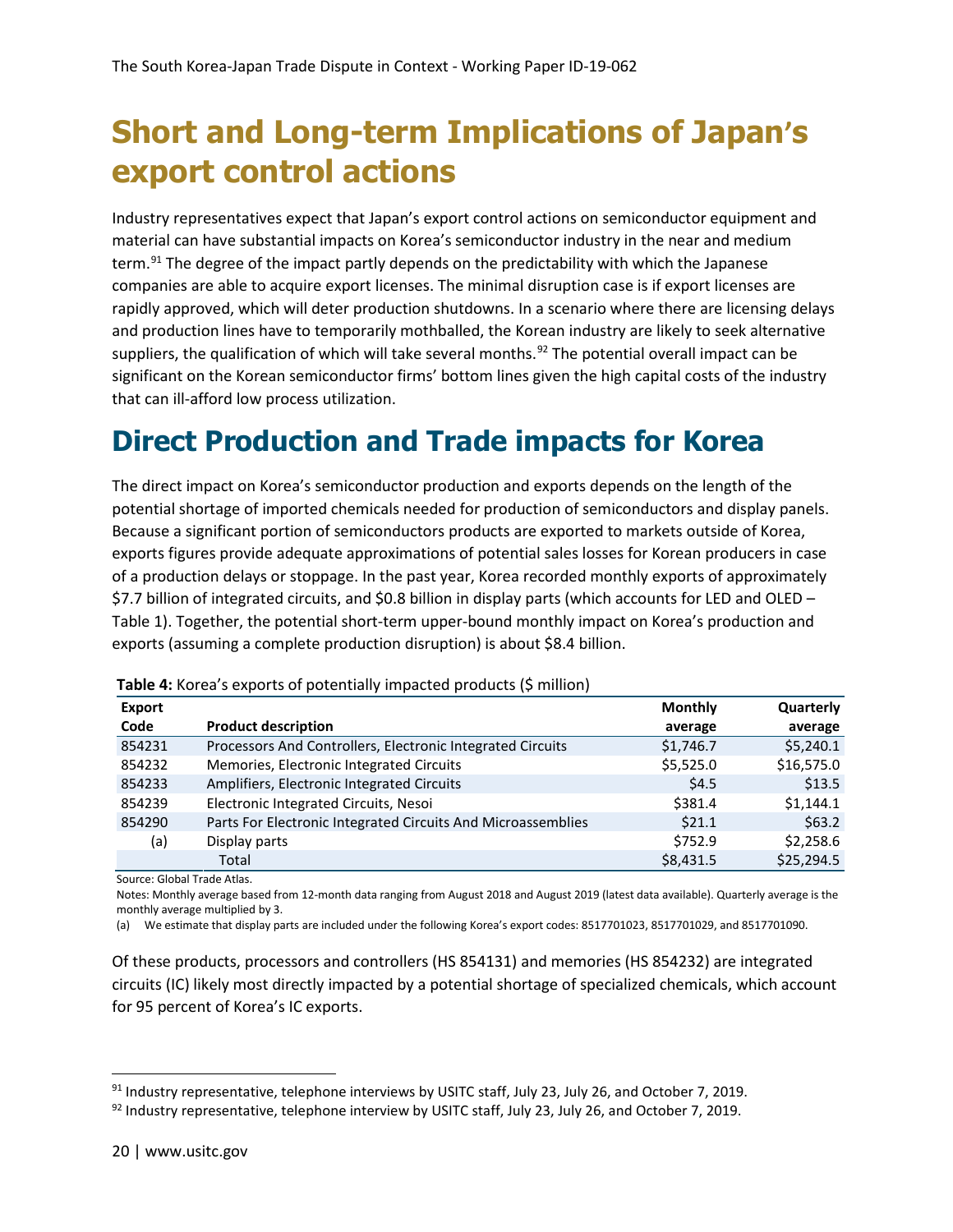# Short and Long-term Implications of Japan's export control actions

Industry representatives expect that Japan's export control actions on semiconductor equipment and material can have substantial impacts on Korea's semiconductor industry in the near and medium term.[91] The degree of the impact partly depends on the predictability with which the Japanese companies are able to acquire export licenses. The minimal disruption case is if export licenses are rapidly approved, which will deter production shutdowns. In a scenario where there are licensing delays and production lines have to temporarily mothballed, the Korean industry are likely to seek alternative suppliers, the qualification of which will take several months.[92] The potential overall impact can be significant on the Korean semiconductor firms' bottom lines given the high capital costs of the industry that can ill-afford low process utilization.

# Direct Production and Trade impacts for Korea

The direct impact on Korea's semiconductor production and exports depends on the length of the potential shortage of imported chemicals needed for production of semiconductors and display panels. Because a significant portion of semiconductors products are exported to markets outside of Korea, exports figures provide adequate approximations of potential sales losses for Korean producers in case of a production delays or stoppage. In the past year, Korea recorded monthly exports of approximately $7.7 billion of integrated circuits, and $0.8 billion in display parts (which accounts for LED and OLED – Table 1). Together, the potential short-term upper-bound monthly impact on Korea's production and exports (assuming a complete production disruption) is about $8.4 billion.

**Table 4:** Korea's exports of potentially impacted products ($ million)

| Export Code | Product description | Monthly average | Quarterly average |
|---|---|---|---|
| 854231 | Processors And Controllers, Electronic Integrated Circuits | $1,746.7 | $5,240.1 |
| 854232 | Memories, Electronic Integrated Circuits | $5,525.0 | $16,575.0 |
| 854233 | Amplifiers, Electronic Integrated Circuits | $4.5 | $13.5 |
| 854239 | Electronic Integrated Circuits, Nesoi | $381.4 | $1,144.1 |
| 854290 | Parts For Electronic Integrated Circuits And Microassemblies | $21.1 | $63.2 |
| (a) | Display parts | $752.9 | $2,258.6 |
| | Total | $8,431.5 | $25,294.5 |

Source: Global Trade Atlas.

Notes: Monthly average based from 12-month data ranging from August 2018 and August 2019 (latest data available). Quarterly average is the monthly average multiplied by 3.

(a) We estimate that display parts are included under the following Korea's export codes: 8517701023, 8517701029, and 8517701090.

Of these products, processors and controllers (HS 854131) and memories (HS 854232) are integrated circuits (IC) likely most directly impacted by a potential shortage of specialized chemicals, which account for 95 percent of Korea's IC exports.

[91] Industry representative, telephone interviews by USITC staff, July 23, July 26, and October 7, 2019.

[92] Industry representative, telephone interview by USITC staff, July 23, July 26, and October 7, 2019.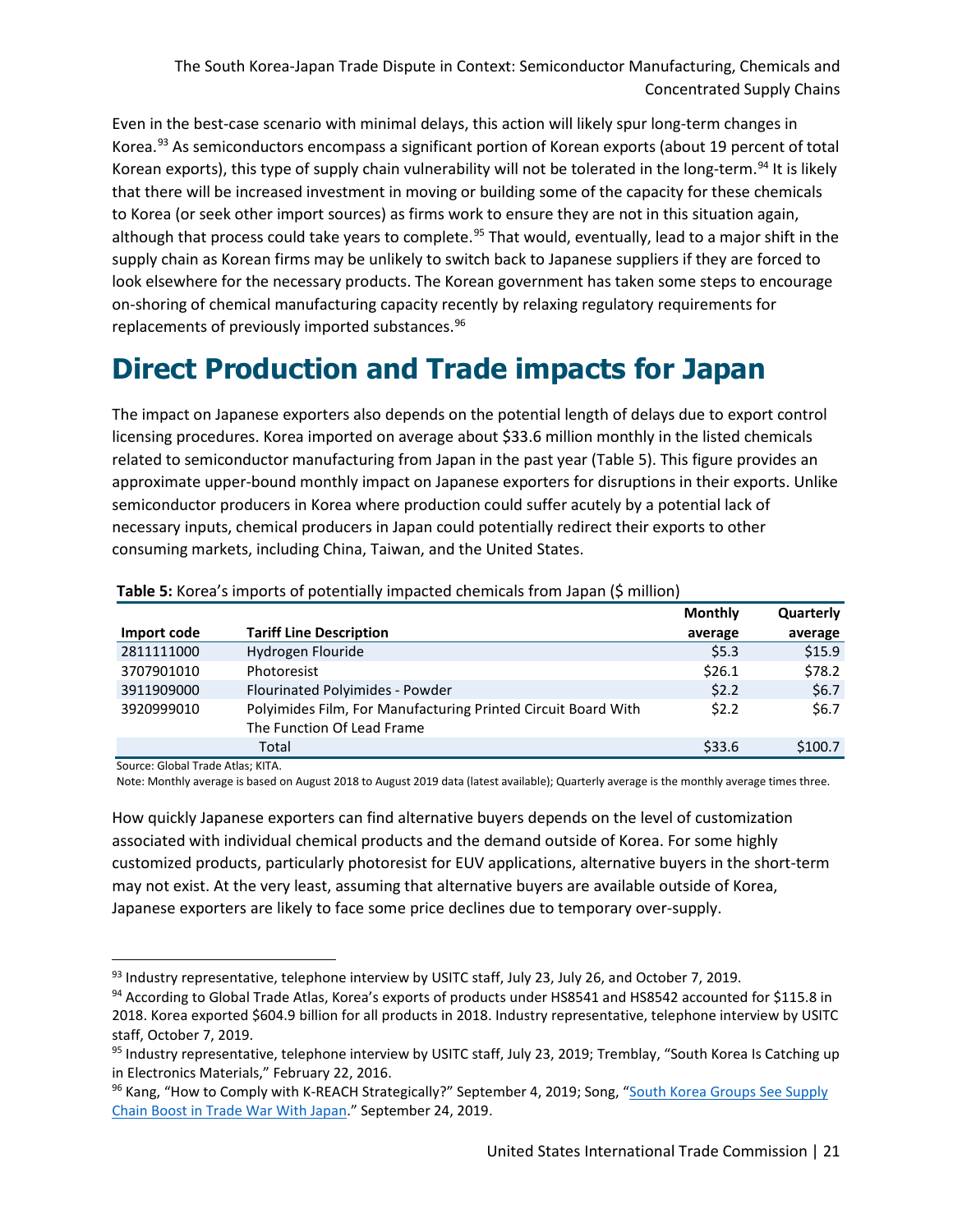Even in the best-case scenario with minimal delays, this action will likely spur long-term changes in Korea.[93] As semiconductors encompass a significant portion of Korean exports (about 19 percent of total Korean exports), this type of supply chain vulnerability will not be tolerated in the long-term.[94] It is likely that there will be increased investment in moving or building some of the capacity for these chemicals to Korea (or seek other import sources) as firms work to ensure they are not in this situation again, although that process could take years to complete.[95] That would, eventually, lead to a major shift in the supply chain as Korean firms may be unlikely to switch back to Japanese suppliers if they are forced to look elsewhere for the necessary products. The Korean government has taken some steps to encourage on-shoring of chemical manufacturing capacity recently by relaxing regulatory requirements for replacements of previously imported substances.[96]

# Direct Production and Trade impacts for Japan

The impact on Japanese exporters also depends on the potential length of delays due to export control licensing procedures. Korea imported on average about $33.6 million monthly in the listed chemicals related to semiconductor manufacturing from Japan in the past year (Table 5). This figure provides an approximate upper-bound monthly impact on Japanese exporters for disruptions in their exports. Unlike semiconductor producers in Korea where production could suffer acutely by a potential lack of necessary inputs, chemical producers in Japan could potentially redirect their exports to other consuming markets, including China, Taiwan, and the United States.

**Table 5:** Korea's imports of potentially impacted chemicals from Japan ($ million)

| Import code | Tariff Line Description | Monthly average | Quarterly average |
|---|---|---|---|
| 2811111000 | Hydrogen Flouride | $5.3 | $15.9 |
| 3707901010 | Photoresist | $26.1 | $78.2 |
| 3911909000 | Flourinated Polyimides - Powder | $2.2 | $6.7 |
| 3920999010 | Polyimides Film, For Manufacturing Printed Circuit Board With The Function Of Lead Frame | $2.2 | $6.7 |
| | Total | $33.6 | $100.7 |

Source: Global Trade Atlas; KITA.

Note: Monthly average is based on August 2018 to August 2019 data (latest available); Quarterly average is the monthly average times three.

How quickly Japanese exporters can find alternative buyers depends on the level of customization associated with individual chemical products and the demand outside of Korea. For some highly customized products, particularly photoresist for EUV applications, alternative buyers in the short-term may not exist. At the very least, assuming that alternative buyers are available outside of Korea, Japanese exporters are likely to face some price declines due to temporary over-supply.

---

[93] Industry representative, telephone interview by USITC staff, July 23, July 26, and October 7, 2019.

[94] According to Global Trade Atlas, Korea's exports of products under HS8541 and HS8542 accounted for $115.8 in 2018. Korea exported $604.9 billion for all products in 2018. Industry representative, telephone interview by USITC staff, October 7, 2019.

[95] Industry representative, telephone interview by USITC staff, July 23, 2019; Tremblay, "South Korea Is Catching up in Electronics Materials," February 22, 2016.

[96] Kang, "How to Comply with K-REACH Strategically?" September 4, 2019; Song, "South Korea Groups See Supply Chain Boost in Trade War With Japan." September 24, 2019.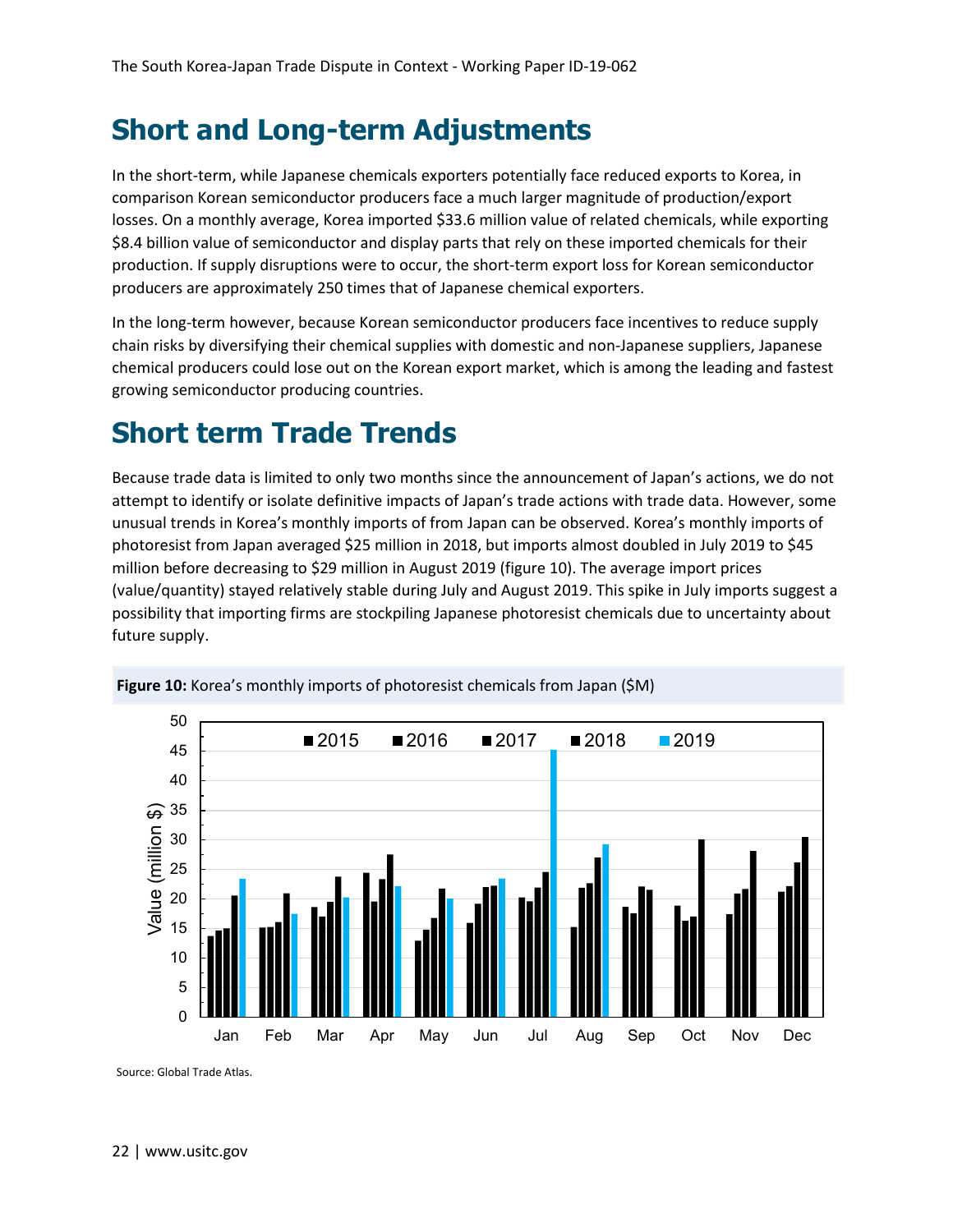## Short and Long-term Adjustments

In the short-term, while Japanese chemicals exporters potentially face reduced exports to Korea, in comparison Korean semiconductor producers face a much larger magnitude of production/export losses. On a monthly average, Korea imported $33.6 million value of related chemicals, while exporting $8.4 billion value of semiconductor and display parts that rely on these imported chemicals for their production. If supply disruptions were to occur, the short-term export loss for Korean semiconductor producers are approximately 250 times that of Japanese chemical exporters.

In the long-term however, because Korean semiconductor producers face incentives to reduce supply chain risks by diversifying their chemical supplies with domestic and non-Japanese suppliers, Japanese chemical producers could lose out on the Korean export market, which is among the leading and fastest growing semiconductor producing countries.

## Short term Trade Trends

Because trade data is limited to only two months since the announcement of Japan's actions, we do not attempt to identify or isolate definitive impacts of Japan's trade actions with trade data. However, some unusual trends in Korea's monthly imports of from Japan can be observed. Korea's monthly imports of photoresist from Japan averaged $25 million in 2018, but imports almost doubled in July 2019 to $45 million before decreasing to $29 million in August 2019 (figure 10). The average import prices (value/quantity) stayed relatively stable during July and August 2019. This spike in July imports suggest a possibility that importing firms are stockpiling Japanese photoresist chemicals due to uncertainty about future supply.

**Figure 10:** Korea's monthly imports of photoresist chemicals from Japan ($M)

2015
2016
2017
2018
2019

Value (million $)

0
5
10
15
20
25
30
35
40
45
50

Jan
Feb
Mar
Apr
May
Jun
Jul
Aug
Sep
Oct
Nov
Dec

Source: Global Trade Atlas.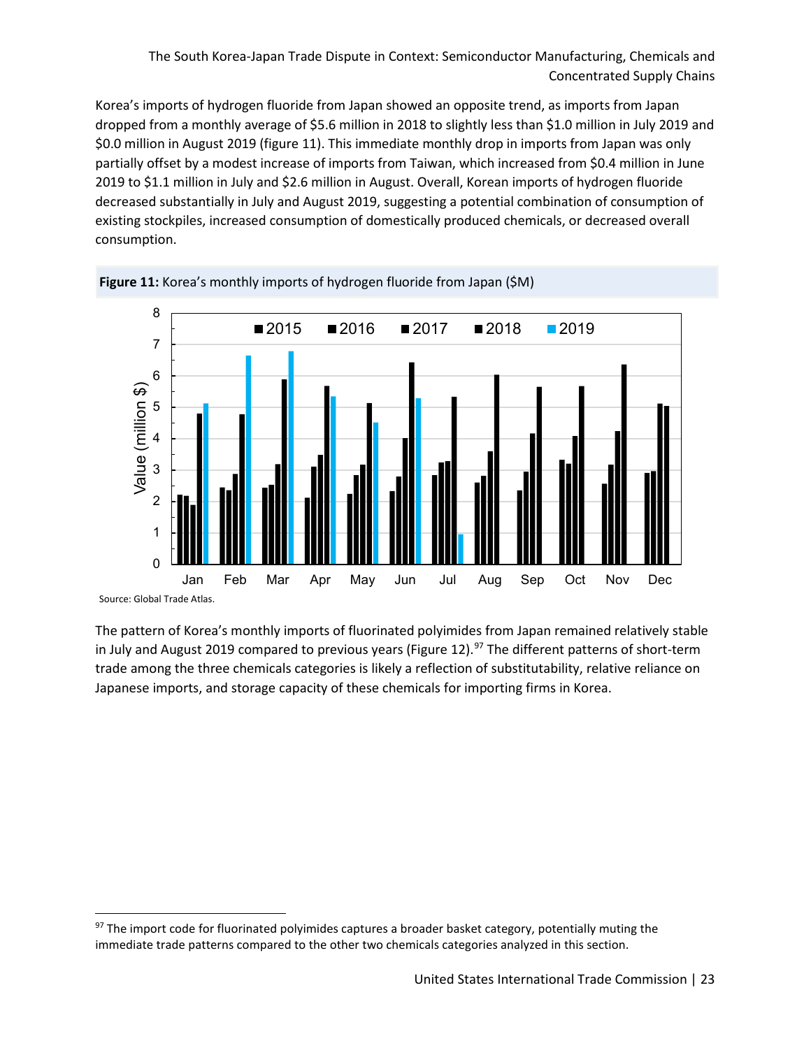Korea's imports of hydrogen fluoride from Japan showed an opposite trend, as imports from Japan dropped from a monthly average of $5.6 million in 2018 to slightly less than $1.0 million in July 2019 and $0.0 million in August 2019 (figure 11). This immediate monthly drop in imports from Japan was only partially offset by a modest increase of imports from Taiwan, which increased from $0.4 million in June 2019 to $1.1 million in July and $2.6 million in August. Overall, Korean imports of hydrogen fluoride decreased substantially in July and August 2019, suggesting a potential combination of consumption of existing stockpiles, increased consumption of domestically produced chemicals, or decreased overall consumption.

**Figure 11:** Korea's monthly imports of hydrogen fluoride from Japan ($M)

Value (million $)

8
7
6
5
4
3
2
1
0

Jan Feb Mar Apr May Jun Jul Aug Sep Oct Nov Dec

2015 2016 2017 2018 2019

Source: Global Trade Atlas.

The pattern of Korea's monthly imports of fluorinated polyimides from Japan remained relatively stable in July and August 2019 compared to previous years (Figure 12).[97] The different patterns of short-term trade among the three chemicals categories is likely a reflection of substitutability, relative reliance on Japanese imports, and storage capacity of these chemicals for importing firms in Korea.

[97] The import code for fluorinated polyimides captures a broader basket category, potentially muting the immediate trade patterns compared to the other two chemicals categories analyzed in this section.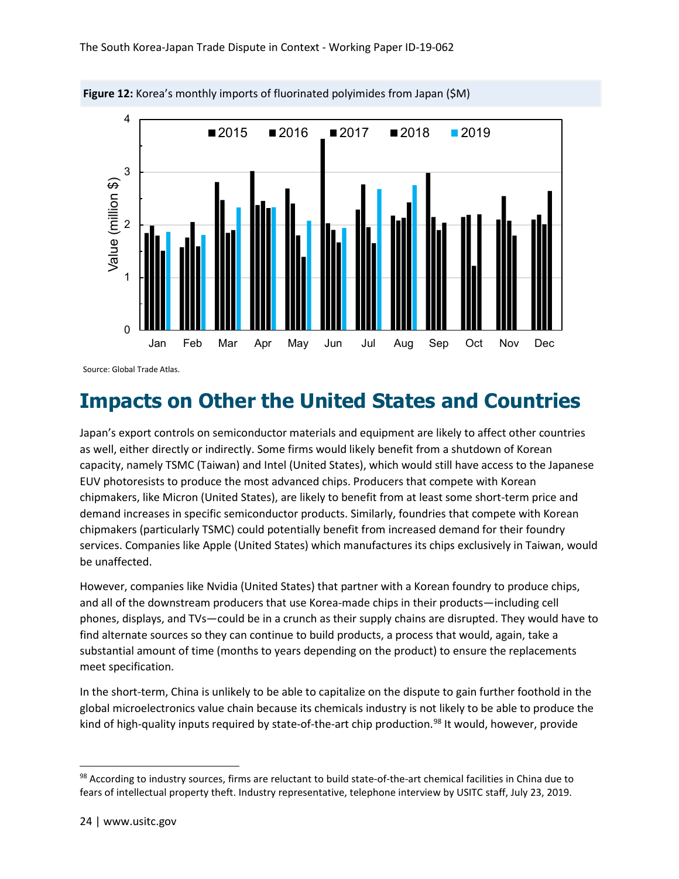**Figure 12:** Korea's monthly imports of fluorinated polyimides from Japan ($M)

4
3
2
1
0

Value (million $)

2015 2016 2017 2018 2019

Jan Feb Mar Apr May Jun Jul Aug Sep Oct Nov Dec

Source: Global Trade Atlas.

# Impacts on Other the United States and Countries

Japan's export controls on semiconductor materials and equipment are likely to affect other countries as well, either directly or indirectly. Some firms would likely benefit from a shutdown of Korean capacity, namely TSMC (Taiwan) and Intel (United States), which would still have access to the Japanese EUV photoresists to produce the most advanced chips. Producers that compete with Korean chipmakers, like Micron (United States), are likely to benefit from at least some short-term price and demand increases in specific semiconductor products. Similarly, foundries that compete with Korean chipmakers (particularly TSMC) could potentially benefit from increased demand for their foundry services. Companies like Apple (United States) which manufactures its chips exclusively in Taiwan, would be unaffected.

However, companies like Nvidia (United States) that partner with a Korean foundry to produce chips, and all of the downstream producers that use Korea-made chips in their products—including cell phones, displays, and TVs—could be in a crunch as their supply chains are disrupted. They would have to find alternate sources so they can continue to build products, a process that would, again, take a substantial amount of time (months to years depending on the product) to ensure the replacements meet specification.

In the short-term, China is unlikely to be able to capitalize on the dispute to gain further foothold in the global microelectronics value chain because its chemicals industry is not likely to be able to produce the kind of high-quality inputs required by state-of-the-art chip production.[98] It would, however, provide

[98] According to industry sources, firms are reluctant to build state-of-the-art chemical facilities in China due to fears of intellectual property theft. Industry representative, telephone interview by USITC staff, July 23, 2019.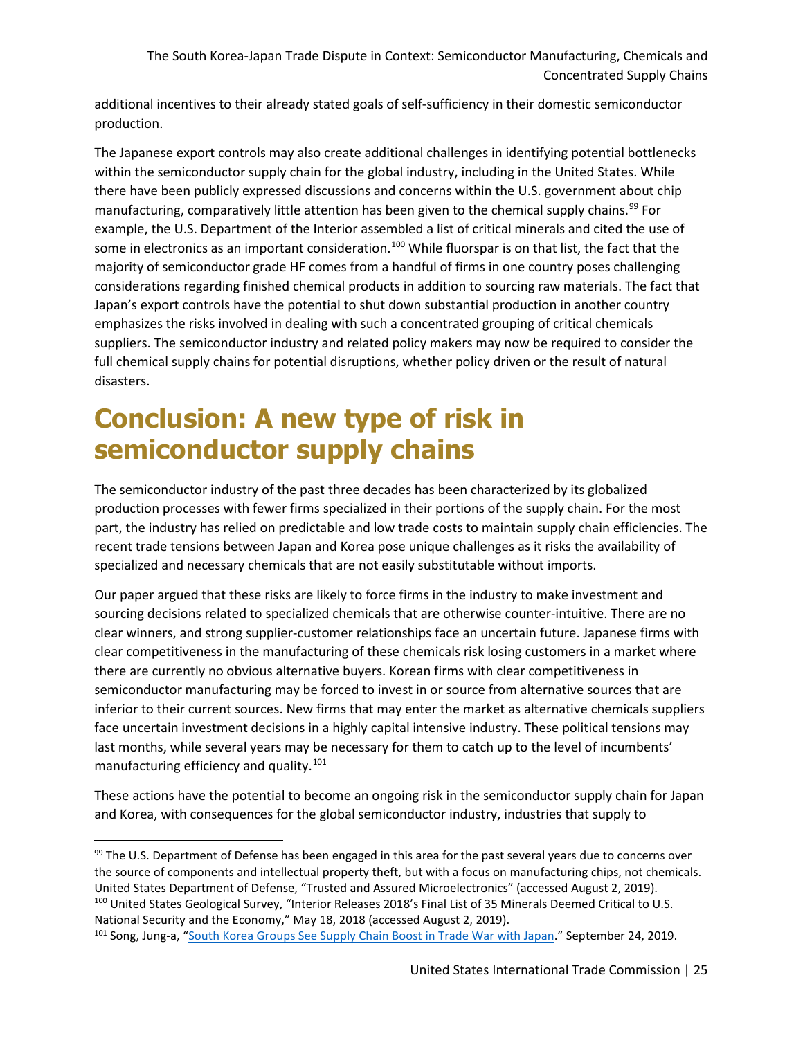additional incentives to their already stated goals of self-sufficiency in their domestic semiconductor production.

The Japanese export controls may also create additional challenges in identifying potential bottlenecks within the semiconductor supply chain for the global industry, including in the United States. While there have been publicly expressed discussions and concerns within the U.S. government about chip manufacturing, comparatively little attention has been given to the chemical supply chains.[99] For example, the U.S. Department of the Interior assembled a list of critical minerals and cited the use of some in electronics as an important consideration.[100] While fluorspar is on that list, the fact that the majority of semiconductor grade HF comes from a handful of firms in one country poses challenging considerations regarding finished chemical products in addition to sourcing raw materials. The fact that Japan's export controls have the potential to shut down substantial production in another country emphasizes the risks involved in dealing with such a concentrated grouping of critical chemicals suppliers. The semiconductor industry and related policy makers may now be required to consider the full chemical supply chains for potential disruptions, whether policy driven or the result of natural disasters.

# Conclusion: A new type of risk in semiconductor supply chains

The semiconductor industry of the past three decades has been characterized by its globalized production processes with fewer firms specialized in their portions of the supply chain. For the most part, the industry has relied on predictable and low trade costs to maintain supply chain efficiencies. The recent trade tensions between Japan and Korea pose unique challenges as it risks the availability of specialized and necessary chemicals that are not easily substitutable without imports.

Our paper argued that these risks are likely to force firms in the industry to make investment and sourcing decisions related to specialized chemicals that are otherwise counter-intuitive. There are no clear winners, and strong supplier-customer relationships face an uncertain future. Japanese firms with clear competitiveness in the manufacturing of these chemicals risk losing customers in a market where there are currently no obvious alternative buyers. Korean firms with clear competitiveness in semiconductor manufacturing may be forced to invest in or source from alternative sources that are inferior to their current sources. New firms that may enter the market as alternative chemicals suppliers face uncertain investment decisions in a highly capital intensive industry. These political tensions may last months, while several years may be necessary for them to catch up to the level of incumbents' manufacturing efficiency and quality.[101]

These actions have the potential to become an ongoing risk in the semiconductor supply chain for Japan and Korea, with consequences for the global semiconductor industry, industries that supply to

[99] The U.S. Department of Defense has been engaged in this area for the past several years due to concerns over the source of components and intellectual property theft, but with a focus on manufacturing chips, not chemicals. United States Department of Defense, "Trusted and Assured Microelectronics" (accessed August 2, 2019).

[100] United States Geological Survey, "Interior Releases 2018's Final List of 35 Minerals Deemed Critical to U.S. National Security and the Economy," May 18, 2018 (accessed August 2, 2019).

[101] Song, Jung-a, "South Korea Groups See Supply Chain Boost in Trade War with Japan." September 24, 2019.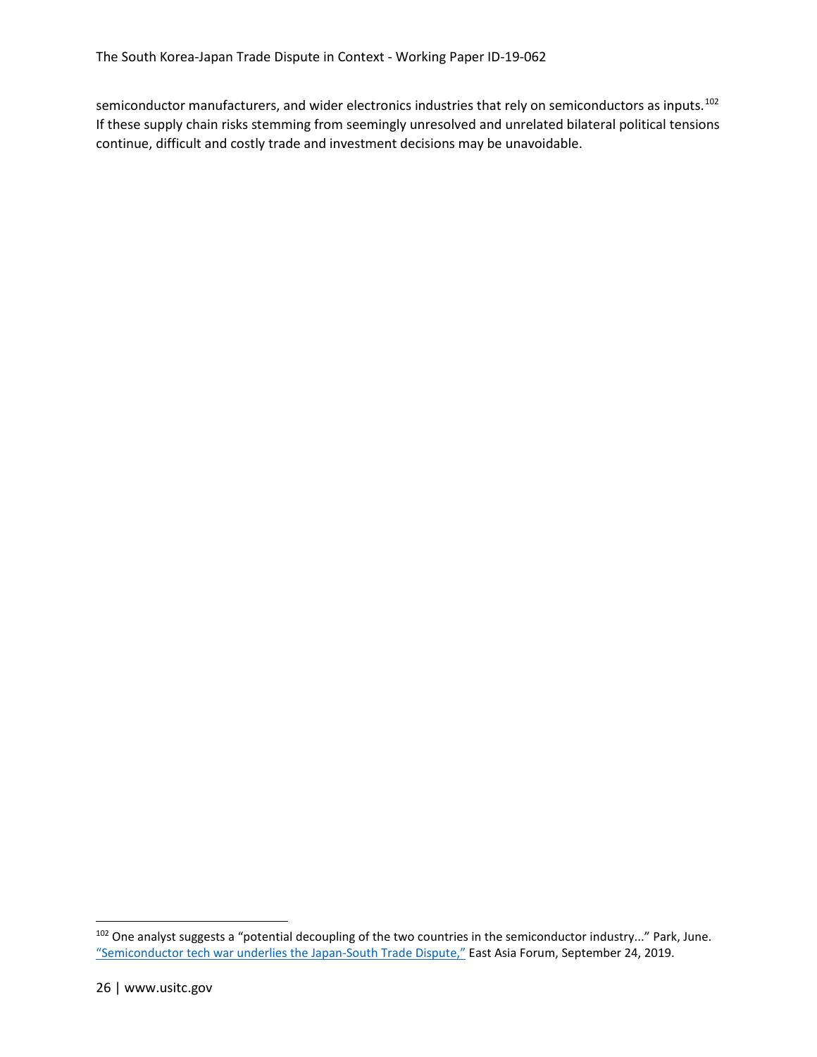semiconductor manufacturers, and wider electronics industries that rely on semiconductors as inputs.[102] If these supply chain risks stemming from seemingly unresolved and unrelated bilateral political tensions continue, difficult and costly trade and investment decisions may be unavoidable.

---

[102] One analyst suggests a "potential decoupling of the two countries in the semiconductor industry..." Park, June. "Semiconductor tech war underlies the Japan-South Trade Dispute," East Asia Forum, September 24, 2019.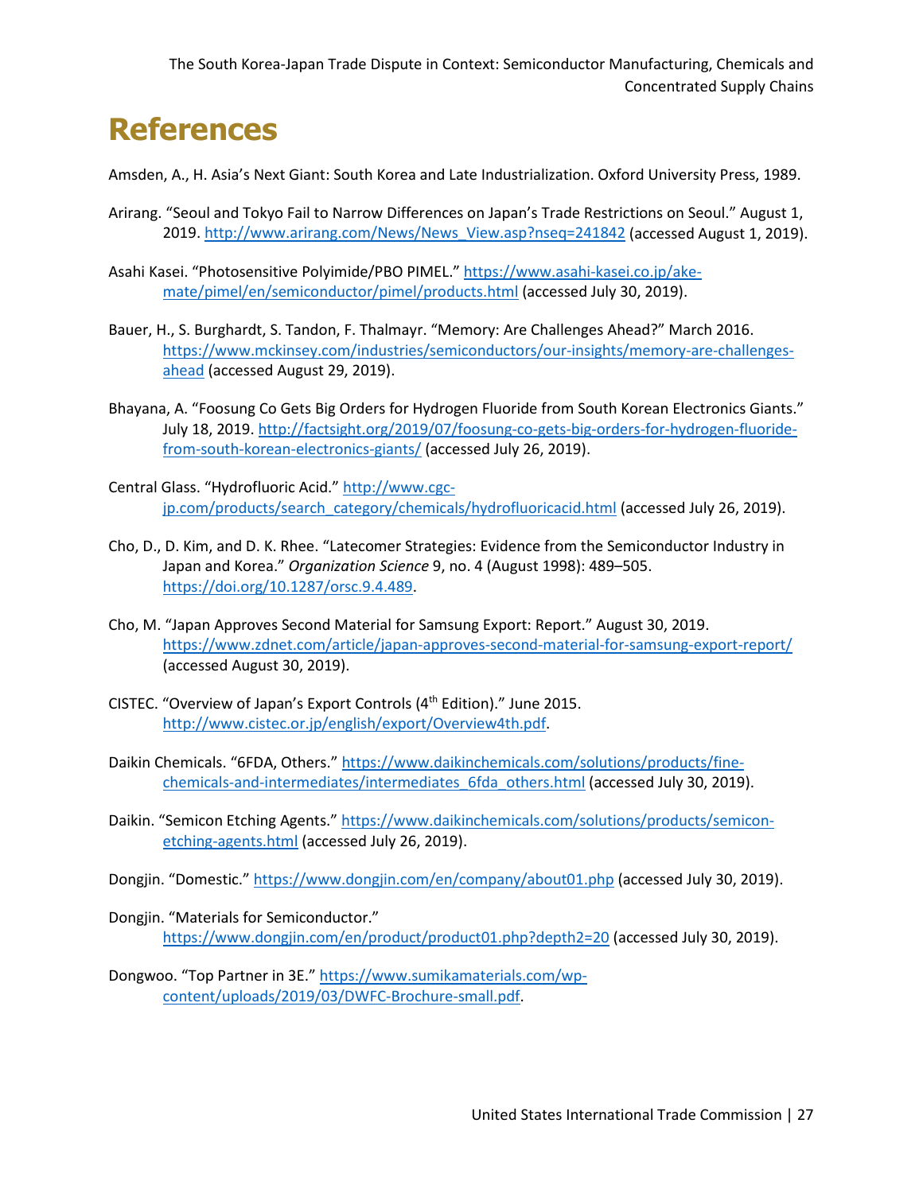# References

Amsden, A., H. Asia's Next Giant: South Korea and Late Industrialization. Oxford University Press, 1989.

Arirang. "Seoul and Tokyo Fail to Narrow Differences on Japan's Trade Restrictions on Seoul." August 1, 2019. http://www.arirang.com/News/News_View.asp?nseq=241842 (accessed August 1, 2019).

Asahi Kasei. "Photosensitive Polyimide/PBO PIMEL." https://www.asahi-kasei.co.jp/ake-mate/pimel/en/semiconductor/pimel/products.html (accessed July 30, 2019).

Bauer, H., S. Burghardt, S. Tandon, F. Thalmayr. "Memory: Are Challenges Ahead?" March 2016. https://www.mckinsey.com/industries/semiconductors/our-insights/memory-are-challenges-ahead (accessed August 29, 2019).

Bhayana, A. "Foosung Co Gets Big Orders for Hydrogen Fluoride from South Korean Electronics Giants." July 18, 2019. http://factsight.org/2019/07/foosung-co-gets-big-orders-for-hydrogen-fluoride-from-south-korean-electronics-giants/ (accessed July 26, 2019).

Central Glass. "Hydrofluoric Acid." http://www.cgc-jp.com/products/search_category/chemicals/hydrofluoricacid.html (accessed July 26, 2019).

Cho, D., D. Kim, and D. K. Rhee. "Latecomer Strategies: Evidence from the Semiconductor Industry in Japan and Korea." *Organization Science* 9, no. 4 (August 1998): 489–505. https://doi.org/10.1287/orsc.9.4.489.

Cho, M. "Japan Approves Second Material for Samsung Export: Report." August 30, 2019. https://www.zdnet.com/article/japan-approves-second-material-for-samsung-export-report/ (accessed August 30, 2019).

CISTEC. "Overview of Japan's Export Controls (4th Edition)." June 2015. http://www.cistec.or.jp/english/export/Overview4th.pdf.

Daikin Chemicals. "6FDA, Others." https://www.daikinchemicals.com/solutions/products/fine-chemicals-and-intermediates/intermediates_6fda_others.html (accessed July 30, 2019).

Daikin. "Semicon Etching Agents." https://www.daikinchemicals.com/solutions/products/semicon-etching-agents.html (accessed July 26, 2019).

Dongjin. "Domestic." https://www.dongjin.com/en/company/about01.php (accessed July 30, 2019).

Dongjin. "Materials for Semiconductor." https://www.dongjin.com/en/product/product01.php?depth2=20 (accessed July 30, 2019).

Dongwoo. "Top Partner in 3E." https://www.sumikamaterials.com/wp-content/uploads/2019/03/DWFC-Brochure-small.pdf.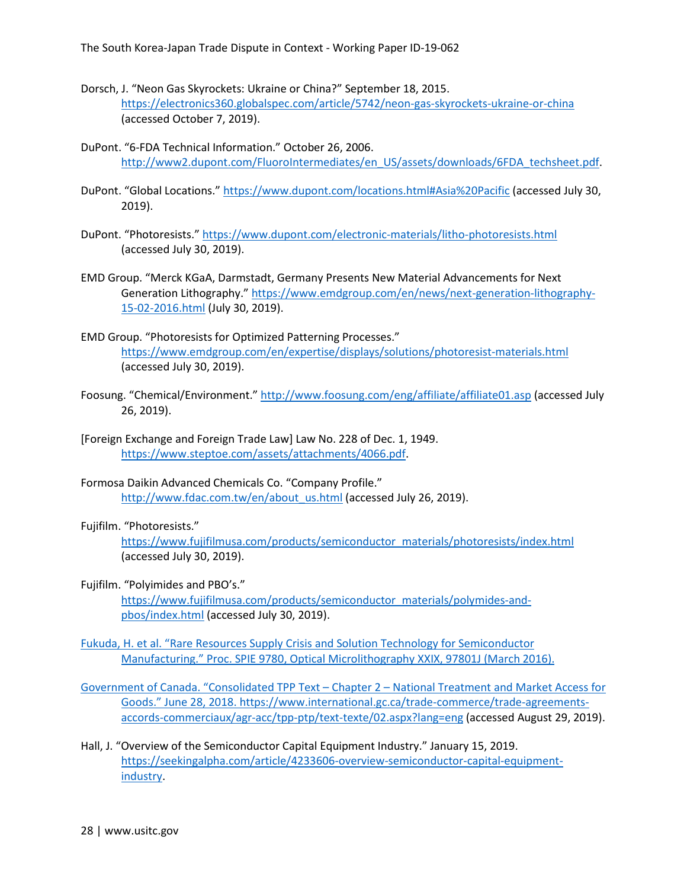Dorsch, J. "Neon Gas Skyrockets: Ukraine or China?" September 18, 2015. https://electronics360.globalspec.com/article/5742/neon-gas-skyrockets-ukraine-or-china (accessed October 7, 2019).

DuPont. "6-FDA Technical Information." October 26, 2006. http://www2.dupont.com/FluoroIntermediates/en_US/assets/downloads/6FDA_techsheet.pdf.

DuPont. "Global Locations." https://www.dupont.com/locations.html#Asia%20Pacific (accessed July 30, 2019).

DuPont. "Photoresists." https://www.dupont.com/electronic-materials/litho-photoresists.html (accessed July 30, 2019).

EMD Group. "Merck KGaA, Darmstadt, Germany Presents New Material Advancements for Next Generation Lithography." https://www.emdgroup.com/en/news/next-generation-lithography-15-02-2016.html (July 30, 2019).

EMD Group. "Photoresists for Optimized Patterning Processes." https://www.emdgroup.com/en/expertise/displays/solutions/photoresist-materials.html (accessed July 30, 2019).

Foosung. "Chemical/Environment." http://www.foosung.com/eng/affiliate/affiliate01.asp (accessed July 26, 2019).

[Foreign Exchange and Foreign Trade Law] Law No. 228 of Dec. 1, 1949. https://www.steptoe.com/assets/attachments/4066.pdf.

Formosa Daikin Advanced Chemicals Co. "Company Profile." http://www.fdac.com.tw/en/about_us.html (accessed July 26, 2019).

Fujifilm. "Photoresists." https://www.fujifilmusa.com/products/semiconductor_materials/photoresists/index.html (accessed July 30, 2019).

Fujifilm. "Polyimides and PBO's." https://www.fujifilmusa.com/products/semiconductor_materials/polymides-and-pbos/index.html (accessed July 30, 2019).

Fukuda, H. et al. "Rare Resources Supply Crisis and Solution Technology for Semiconductor Manufacturing." Proc. SPIE 9780, Optical Microlithography XXIX, 97801J (March 2016).

Government of Canada. "Consolidated TPP Text – Chapter 2 – National Treatment and Market Access for Goods." June 28, 2018. https://www.international.gc.ca/trade-commerce/trade-agreements-accords-commerciaux/agr-acc/tpp-ptp/text-texte/02.aspx?lang=eng (accessed August 29, 2019).

Hall, J. "Overview of the Semiconductor Capital Equipment Industry." January 15, 2019. https://seekingalpha.com/article/4233606-overview-semiconductor-capital-equipment-industry.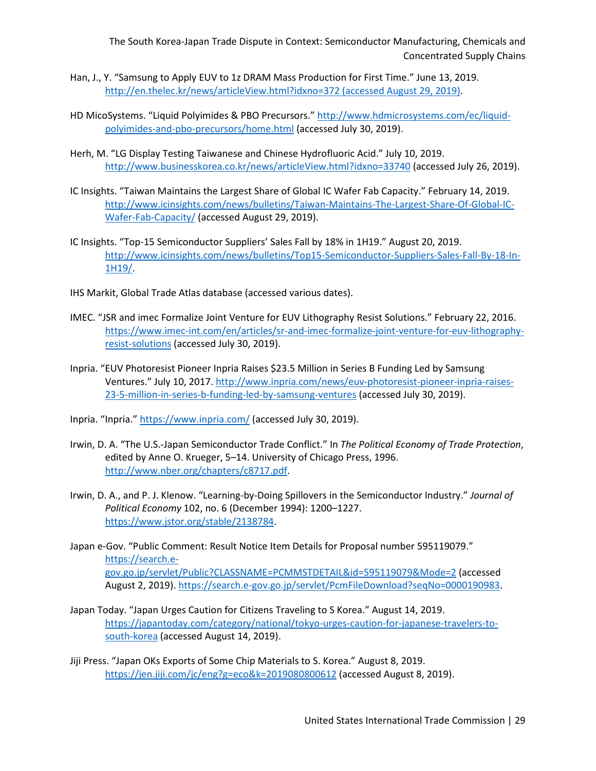Han, J., Y. "Samsung to Apply EUV to 1z DRAM Mass Production for First Time." June 13, 2019. http://en.thelec.kr/news/articleView.html?idxno=372 (accessed August 29, 2019).

HD MicoSystems. "Liquid Polyimides & PBO Precursors." http://www.hdmicrosystems.com/ec/liquid-polyimides-and-pbo-precursors/home.html (accessed July 30, 2019).

Herh, M. "LG Display Testing Taiwanese and Chinese Hydrofluoric Acid." July 10, 2019. http://www.businesskorea.co.kr/news/articleView.html?idxno=33740 (accessed July 26, 2019).

IC Insights. "Taiwan Maintains the Largest Share of Global IC Wafer Fab Capacity." February 14, 2019. http://www.icinsights.com/news/bulletins/Taiwan-Maintains-The-Largest-Share-Of-Global-IC-Wafer-Fab-Capacity/ (accessed August 29, 2019).

IC Insights. "Top-15 Semiconductor Suppliers' Sales Fall by 18% in 1H19." August 20, 2019. http://www.icinsights.com/news/bulletins/Top15-Semiconductor-Suppliers-Sales-Fall-By-18-In-1H19/.

IHS Markit, Global Trade Atlas database (accessed various dates).

IMEC. "JSR and imec Formalize Joint Venture for EUV Lithography Resist Solutions." February 22, 2016. https://www.imec-int.com/en/articles/sr-and-imec-formalize-joint-venture-for-euv-lithography-resist-solutions (accessed July 30, 2019).

Inpria. "EUV Photoresist Pioneer Inpria Raises $23.5 Million in Series B Funding Led by Samsung Ventures." July 10, 2017. http://www.inpria.com/news/euv-photoresist-pioneer-inpria-raises-23-5-million-in-series-b-funding-led-by-samsung-ventures (accessed July 30, 2019).

Inpria. "Inpria." https://www.inpria.com/ (accessed July 30, 2019).

Irwin, D. A. "The U.S.-Japan Semiconductor Trade Conflict." In *The Political Economy of Trade Protection*, edited by Anne O. Krueger, 5–14. University of Chicago Press, 1996. http://www.nber.org/chapters/c8717.pdf.

Irwin, D. A., and P. J. Klenow. "Learning-by-Doing Spillovers in the Semiconductor Industry." *Journal of Political Economy* 102, no. 6 (December 1994): 1200–1227. https://www.jstor.org/stable/2138784.

Japan e-Gov. "Public Comment: Result Notice Item Details for Proposal number 595119079." https://search.e-gov.go.jp/servlet/Public?CLASSNAME=PCMMSTDETAIL&id=595119079&Mode=2 (accessed August 2, 2019). https://search.e-gov.go.jp/servlet/PcmFileDownload?seqNo=0000190983.

Japan Today. "Japan Urges Caution for Citizens Traveling to S Korea." August 14, 2019. https://japantoday.com/category/national/tokyo-urges-caution-for-japanese-travelers-to-south-korea (accessed August 14, 2019).

Jiji Press. "Japan OKs Exports of Some Chip Materials to S. Korea." August 8, 2019. https://jen.jiji.com/jc/eng?g=eco&k=2019080800612 (accessed August 8, 2019).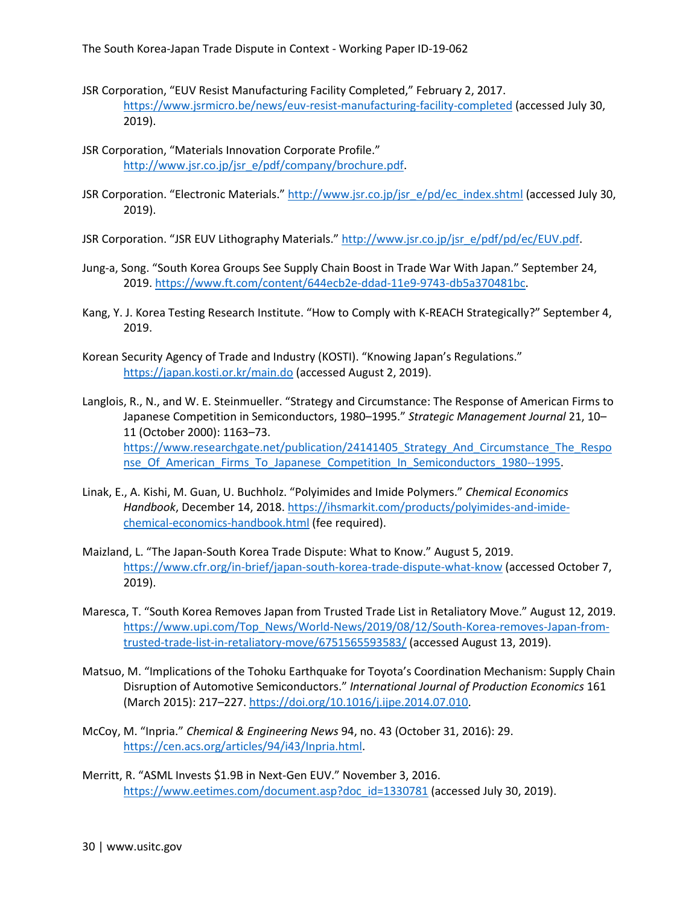JSR Corporation, "EUV Resist Manufacturing Facility Completed," February 2, 2017. https://www.jsrmicro.be/news/euv-resist-manufacturing-facility-completed (accessed July 30, 2019).

JSR Corporation, "Materials Innovation Corporate Profile." http://www.jsr.co.jp/jsr_e/pdf/company/brochure.pdf.

JSR Corporation. "Electronic Materials." http://www.jsr.co.jp/jsr_e/pd/ec_index.shtml (accessed July 30, 2019).

JSR Corporation. "JSR EUV Lithography Materials." http://www.jsr.co.jp/jsr_e/pdf/pd/ec/EUV.pdf.

Jung-a, Song. "South Korea Groups See Supply Chain Boost in Trade War With Japan." September 24, 2019. https://www.ft.com/content/644ecb2e-ddad-11e9-9743-db5a370481bc.

Kang, Y. J. Korea Testing Research Institute. "How to Comply with K-REACH Strategically?" September 4, 2019.

Korean Security Agency of Trade and Industry (KOSTI). "Knowing Japan's Regulations." https://japan.kosti.or.kr/main.do (accessed August 2, 2019).

Langlois, R., N., and W. E. Steinmueller. "Strategy and Circumstance: The Response of American Firms to Japanese Competition in Semiconductors, 1980–1995." *Strategic Management Journal* 21, 10–11 (October 2000): 1163–73. https://www.researchgate.net/publication/24141405_Strategy_And_Circumstance_The_Response_Of_American_Firms_To_Japanese_Competition_In_Semiconductors_1980--1995.

Linak, E., A. Kishi, M. Guan, U. Buchholz. "Polyimides and Imide Polymers." *Chemical Economics Handbook*, December 14, 2018. https://ihsmarkit.com/products/polyimides-and-imide-chemical-economics-handbook.html (fee required).

Maizland, L. "The Japan-South Korea Trade Dispute: What to Know." August 5, 2019. https://www.cfr.org/in-brief/japan-south-korea-trade-dispute-what-know (accessed October 7, 2019).

Maresca, T. "South Korea Removes Japan from Trusted Trade List in Retaliatory Move." August 12, 2019. https://www.upi.com/Top_News/World-News/2019/08/12/South-Korea-removes-Japan-from-trusted-trade-list-in-retaliatory-move/6751565593583/ (accessed August 13, 2019).

Matsuo, M. "Implications of the Tohoku Earthquake for Toyota's Coordination Mechanism: Supply Chain Disruption of Automotive Semiconductors." *International Journal of Production Economics* 161 (March 2015): 217–227. https://doi.org/10.1016/j.ijpe.2014.07.010.

McCoy, M. "Inpria." *Chemical & Engineering News* 94, no. 43 (October 31, 2016): 29. https://cen.acs.org/articles/94/i43/Inpria.html.

Merritt, R. "ASML Invests $1.9B in Next-Gen EUV." November 3, 2016. https://www.eetimes.com/document.asp?doc_id=1330781 (accessed July 30, 2019).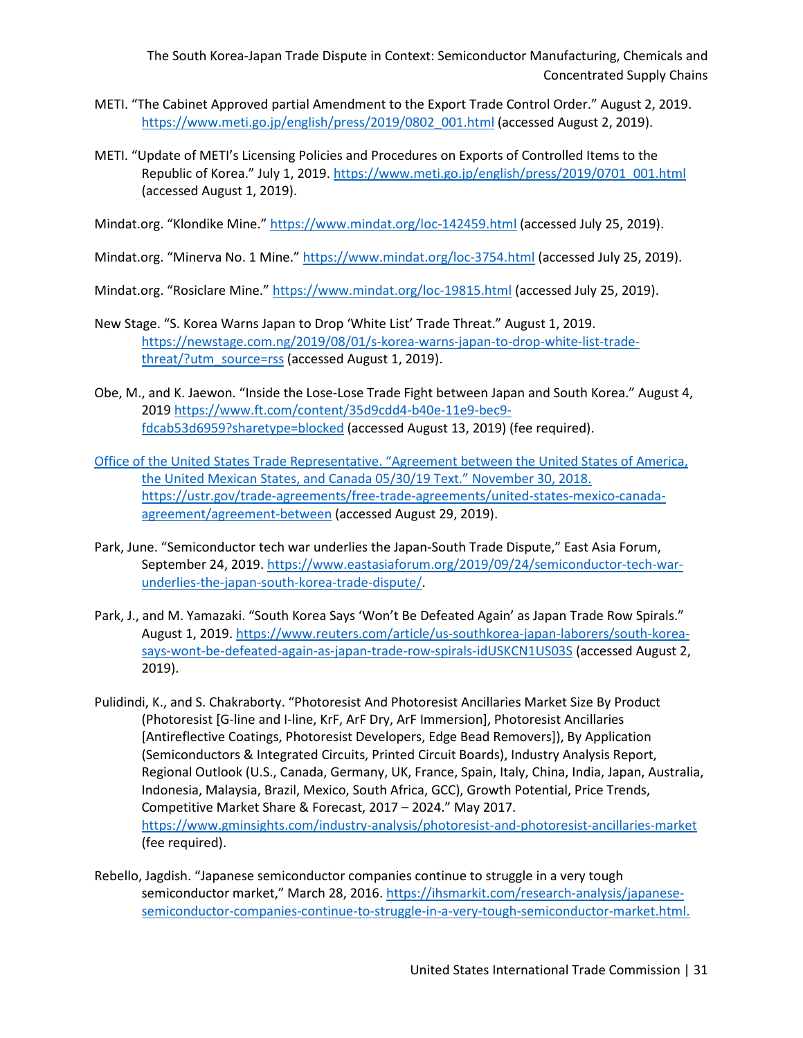METI. “The Cabinet Approved partial Amendment to the Export Trade Control Order.” August 2, 2019. https://www.meti.go.jp/english/press/2019/0802_001.html (accessed August 2, 2019).

METI. “Update of METI’s Licensing Policies and Procedures on Exports of Controlled Items to the Republic of Korea.” July 1, 2019. https://www.meti.go.jp/english/press/2019/0701_001.html (accessed August 1, 2019).

Mindat.org. “Klondike Mine.” https://www.mindat.org/loc-142459.html (accessed July 25, 2019).

Mindat.org. “Minerva No. 1 Mine.” https://www.mindat.org/loc-3754.html (accessed July 25, 2019).

Mindat.org. “Rosiclare Mine.” https://www.mindat.org/loc-19815.html (accessed July 25, 2019).

New Stage. “S. Korea Warns Japan to Drop ‘White List’ Trade Threat.” August 1, 2019. https://newstage.com.ng/2019/08/01/s-korea-warns-japan-to-drop-white-list-trade-threat/?utm_source=rss (accessed August 1, 2019).

Obe, M., and K. Jaewon. “Inside the Lose-Lose Trade Fight between Japan and South Korea.” August 4, 2019 https://www.ft.com/content/35d9cdd4-b40e-11e9-bec9-fdcab53d6959?sharetype=blocked (accessed August 13, 2019) (fee required).

Office of the United States Trade Representative. “Agreement between the United States of America, the United Mexican States, and Canada 05/30/19 Text.” November 30, 2018. https://ustr.gov/trade-agreements/free-trade-agreements/united-states-mexico-canada-agreement/agreement-between (accessed August 29, 2019).

Park, June. “Semiconductor tech war underlies the Japan-South Trade Dispute,” East Asia Forum, September 24, 2019. https://www.eastasiaforum.org/2019/09/24/semiconductor-tech-war-underlies-the-japan-south-korea-trade-dispute/.

Park, J., and M. Yamazaki. “South Korea Says ‘Won’t Be Defeated Again’ as Japan Trade Row Spirals.” August 1, 2019. https://www.reuters.com/article/us-southkorea-japan-laborers/south-korea-says-wont-be-defeated-again-as-japan-trade-row-spirals-idUSKCN1US03S (accessed August 2, 2019).

Pulidindi, K., and S. Chakraborty. “Photoresist And Photoresist Ancillaries Market Size By Product (Photoresist [G-line and I-line, KrF, ArF Dry, ArF Immersion], Photoresist Ancillaries [Antireflective Coatings, Photoresist Developers, Edge Bead Removers]), By Application (Semiconductors & Integrated Circuits, Printed Circuit Boards), Industry Analysis Report, Regional Outlook (U.S., Canada, Germany, UK, France, Spain, Italy, China, India, Japan, Australia, Indonesia, Malaysia, Brazil, Mexico, South Africa, GCC), Growth Potential, Price Trends, Competitive Market Share & Forecast, 2017 – 2024.” May 2017. https://www.gminsights.com/industry-analysis/photoresist-and-photoresist-ancillaries-market (fee required).

Rebello, Jagdish. “Japanese semiconductor companies continue to struggle in a very tough semiconductor market,” March 28, 2016. https://ihsmarkit.com/research-analysis/japanese-semiconductor-companies-continue-to-struggle-in-a-very-tough-semiconductor-market.html.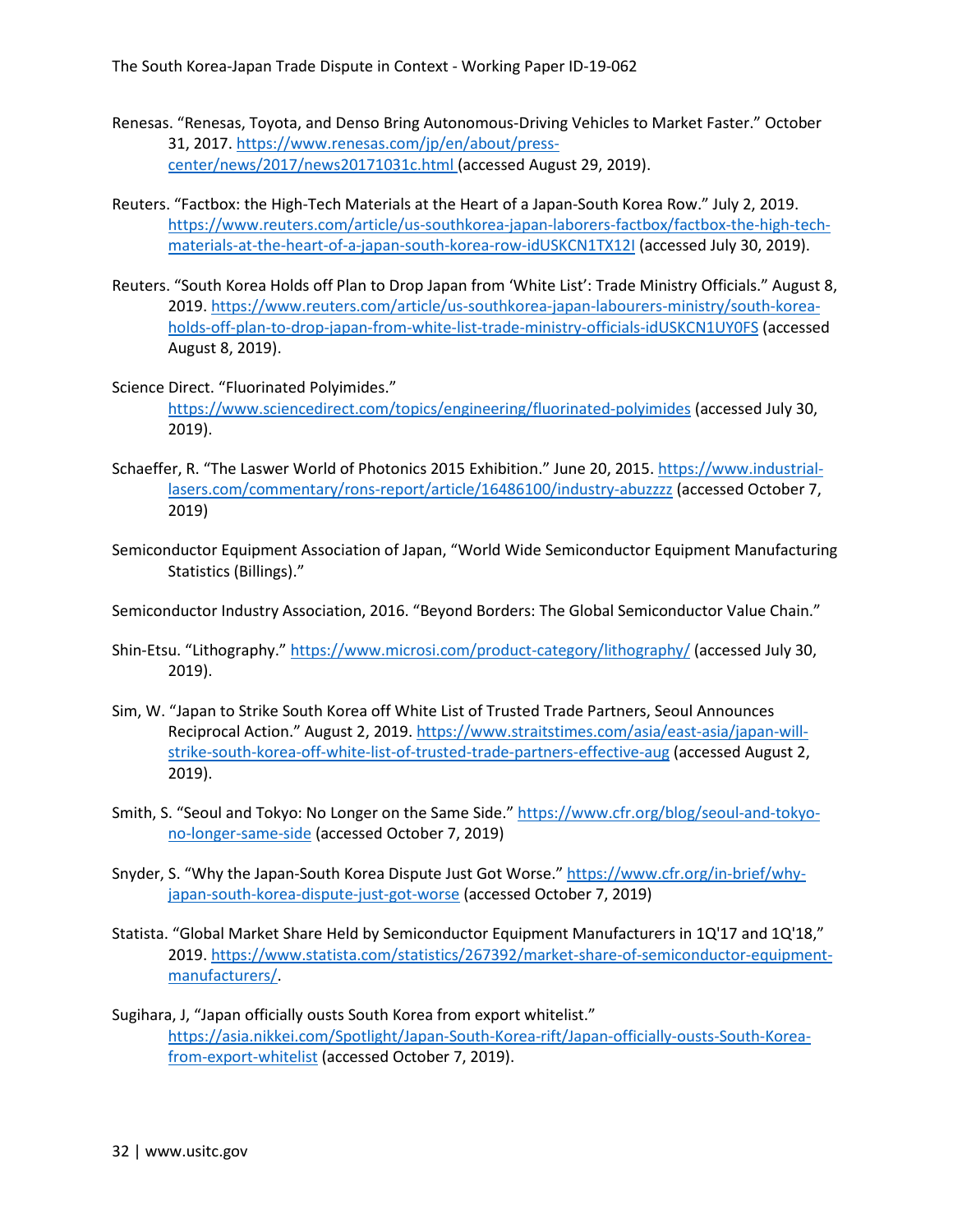Renesas. “Renesas, Toyota, and Denso Bring Autonomous-Driving Vehicles to Market Faster.” October 31, 2017. https://www.renesas.com/jp/en/about/press-center/news/2017/news20171031c.html (accessed August 29, 2019).

Reuters. “Factbox: the High-Tech Materials at the Heart of a Japan-South Korea Row.” July 2, 2019. https://www.reuters.com/article/us-southkorea-japan-laborers-factbox/factbox-the-high-tech-materials-at-the-heart-of-a-japan-south-korea-row-idUSKCN1TX12I (accessed July 30, 2019).

Reuters. “South Korea Holds off Plan to Drop Japan from ‘White List’: Trade Ministry Officials.” August 8, 2019. https://www.reuters.com/article/us-southkorea-japan-labourers-ministry/south-korea-holds-off-plan-to-drop-japan-from-white-list-trade-ministry-officials-idUSKCN1UY0FS (accessed August 8, 2019).

Science Direct. “Fluorinated Polyimides.” https://www.sciencedirect.com/topics/engineering/fluorinated-polyimides (accessed July 30, 2019).

Schaeffer, R. “The Laswer World of Photonics 2015 Exhibition.” June 20, 2015. https://www.industrial-lasers.com/commentary/rons-report/article/16486100/industry-abuzzzz (accessed October 7, 2019)

Semiconductor Equipment Association of Japan, “World Wide Semiconductor Equipment Manufacturing Statistics (Billings).”

Semiconductor Industry Association, 2016. “Beyond Borders: The Global Semiconductor Value Chain.”

Shin-Etsu. “Lithography.” https://www.microsi.com/product-category/lithography/ (accessed July 30, 2019).

Sim, W. “Japan to Strike South Korea off White List of Trusted Trade Partners, Seoul Announces Reciprocal Action.” August 2, 2019. https://www.straitstimes.com/asia/east-asia/japan-will-strike-south-korea-off-white-list-of-trusted-trade-partners-effective-aug (accessed August 2, 2019).

Smith, S. “Seoul and Tokyo: No Longer on the Same Side.” https://www.cfr.org/blog/seoul-and-tokyo-no-longer-same-side (accessed October 7, 2019)

Snyder, S. “Why the Japan-South Korea Dispute Just Got Worse.” https://www.cfr.org/in-brief/why-japan-south-korea-dispute-just-got-worse (accessed October 7, 2019)

Statista. “Global Market Share Held by Semiconductor Equipment Manufacturers in 1Q'17 and 1Q'18,” 2019. https://www.statista.com/statistics/267392/market-share-of-semiconductor-equipment-manufacturers/.

Sugihara, J, “Japan officially ousts South Korea from export whitelist.” https://asia.nikkei.com/Spotlight/Japan-South-Korea-rift/Japan-officially-ousts-South-Korea-from-export-whitelist (accessed October 7, 2019).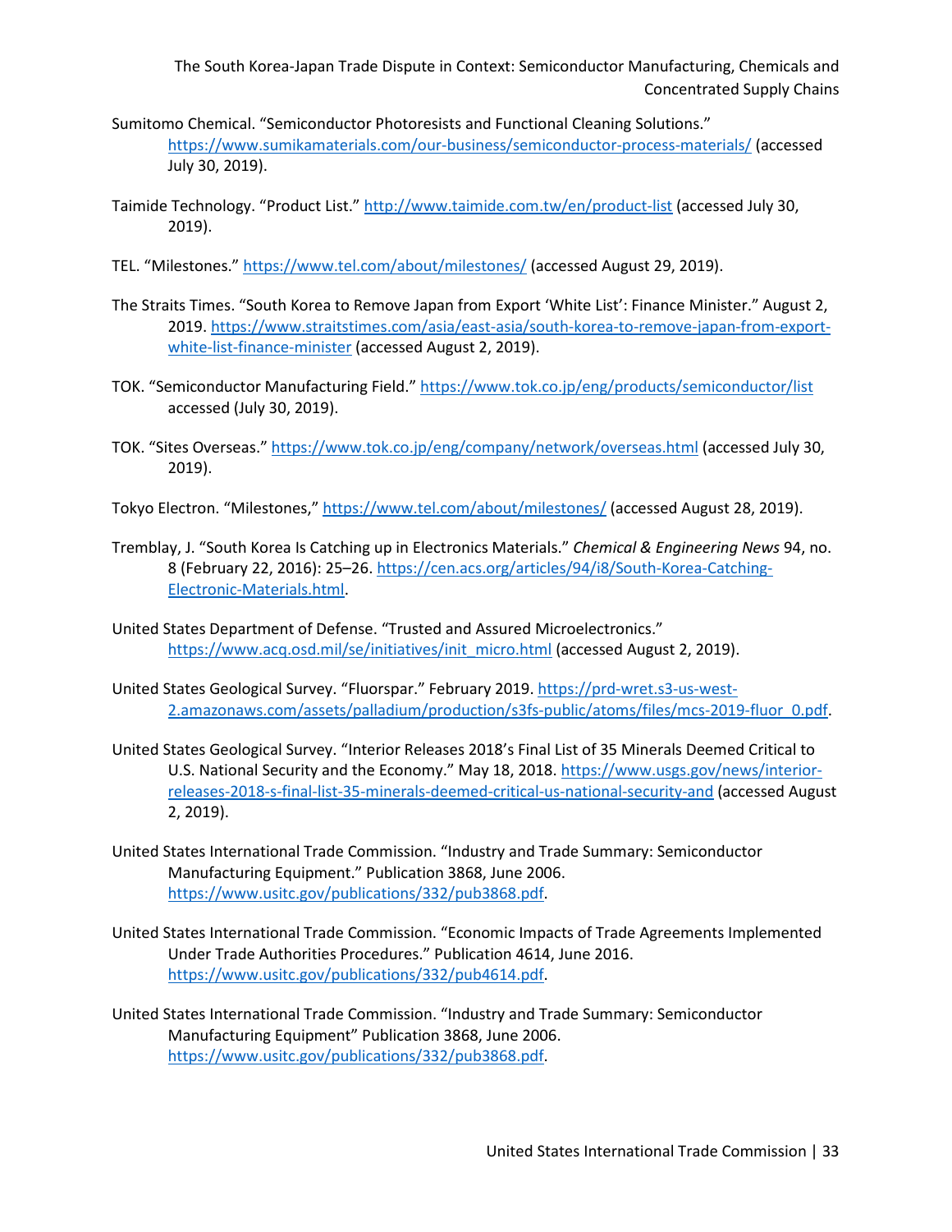Sumitomo Chemical. “Semiconductor Photoresists and Functional Cleaning Solutions.” https://www.sumikamaterials.com/our-business/semiconductor-process-materials/ (accessed July 30, 2019).

Taimide Technology. “Product List.” http://www.taimide.com.tw/en/product-list (accessed July 30, 2019).

TEL. “Milestones.” https://www.tel.com/about/milestones/ (accessed August 29, 2019).

The Straits Times. “South Korea to Remove Japan from Export ‘White List’: Finance Minister.” August 2, 2019. https://www.straitstimes.com/asia/east-asia/south-korea-to-remove-japan-from-export-white-list-finance-minister (accessed August 2, 2019).

TOK. “Semiconductor Manufacturing Field.” https://www.tok.co.jp/eng/products/semiconductor/list accessed (July 30, 2019).

TOK. “Sites Overseas.” https://www.tok.co.jp/eng/company/network/overseas.html (accessed July 30, 2019).

Tokyo Electron. “Milestones,” https://www.tel.com/about/milestones/ (accessed August 28, 2019).

Tremblay, J. “South Korea Is Catching up in Electronics Materials.” *Chemical & Engineering News* 94, no. 8 (February 22, 2016): 25–26. https://cen.acs.org/articles/94/i8/South-Korea-Catching-Electronic-Materials.html.

United States Department of Defense. “Trusted and Assured Microelectronics.” https://www.acq.osd.mil/se/initiatives/init_micro.html (accessed August 2, 2019).

United States Geological Survey. “Fluorspar.” February 2019. https://prd-wret.s3-us-west-2.amazonaws.com/assets/palladium/production/s3fs-public/atoms/files/mcs-2019-fluor_0.pdf.

United States Geological Survey. “Interior Releases 2018’s Final List of 35 Minerals Deemed Critical to U.S. National Security and the Economy.” May 18, 2018. https://www.usgs.gov/news/interior-releases-2018-s-final-list-35-minerals-deemed-critical-us-national-security-and (accessed August 2, 2019).

United States International Trade Commission. “Industry and Trade Summary: Semiconductor Manufacturing Equipment.” Publication 3868, June 2006. https://www.usitc.gov/publications/332/pub3868.pdf.

United States International Trade Commission. “Economic Impacts of Trade Agreements Implemented Under Trade Authorities Procedures.” Publication 4614, June 2016. https://www.usitc.gov/publications/332/pub4614.pdf.

United States International Trade Commission. “Industry and Trade Summary: Semiconductor Manufacturing Equipment” Publication 3868, June 2006. https://www.usitc.gov/publications/332/pub3868.pdf.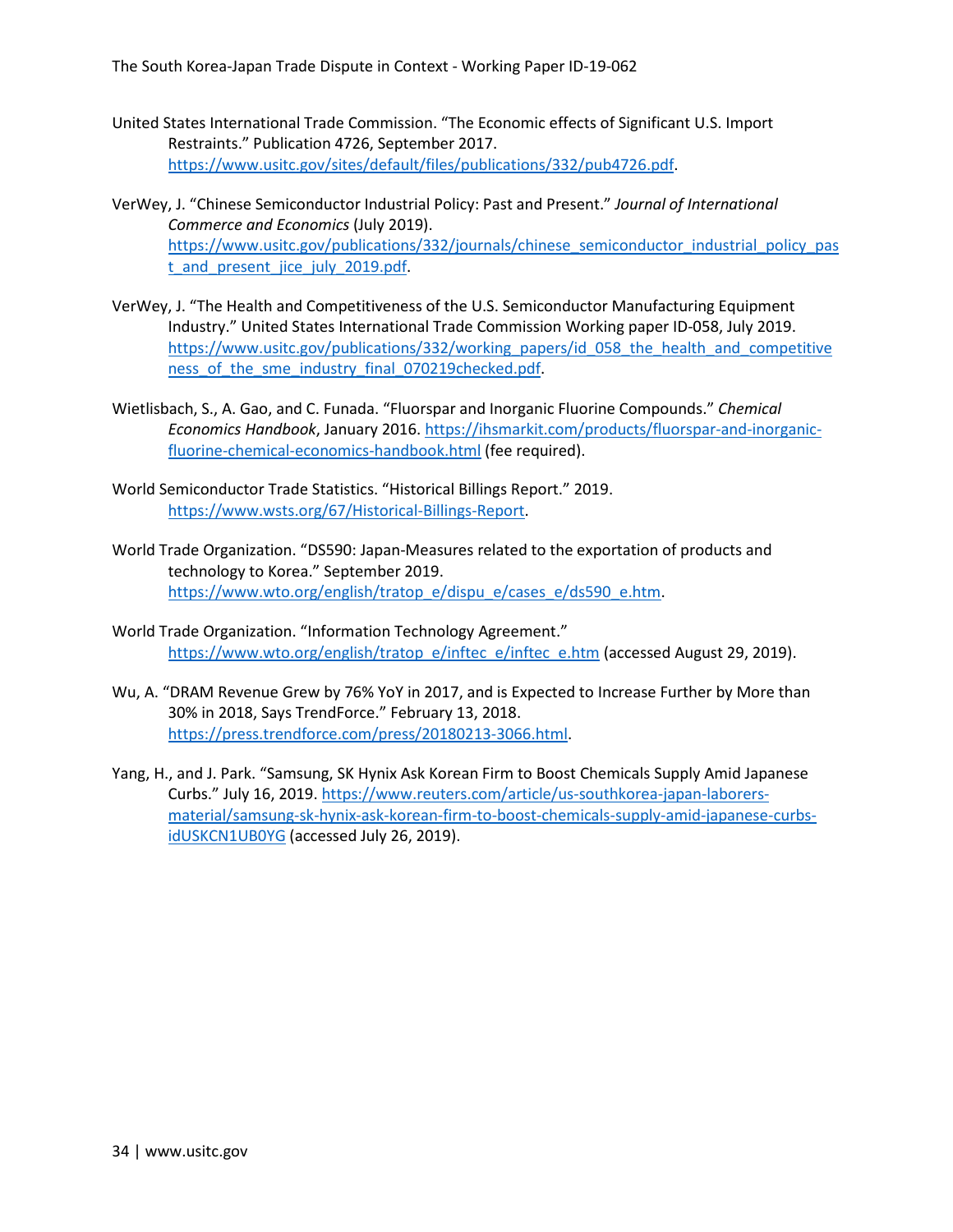United States International Trade Commission. "The Economic effects of Significant U.S. Import Restraints." Publication 4726, September 2017. https://www.usitc.gov/sites/default/files/publications/332/pub4726.pdf.

VerWey, J. "Chinese Semiconductor Industrial Policy: Past and Present." *Journal of International Commerce and Economics* (July 2019). https://www.usitc.gov/publications/332/journals/chinese_semiconductor_industrial_policy_past_and_present_jice_july_2019.pdf.

VerWey, J. "The Health and Competitiveness of the U.S. Semiconductor Manufacturing Equipment Industry." United States International Trade Commission Working paper ID-058, July 2019. https://www.usitc.gov/publications/332/working_papers/id_058_the_health_and_competitiveness_of_the_sme_industry_final_070219checked.pdf.

Wietlisbach, S., A. Gao, and C. Funada. "Fluorspar and Inorganic Fluorine Compounds." *Chemical Economics Handbook*, January 2016. https://ihsmarkit.com/products/fluorspar-and-inorganic-fluorine-chemical-economics-handbook.html (fee required).

World Semiconductor Trade Statistics. "Historical Billings Report." 2019. https://www.wsts.org/67/Historical-Billings-Report.

World Trade Organization. "DS590: Japan-Measures related to the exportation of products and technology to Korea." September 2019. https://www.wto.org/english/tratop_e/dispu_e/cases_e/ds590_e.htm.

World Trade Organization. "Information Technology Agreement." https://www.wto.org/english/tratop_e/inftec_e/inftec_e.htm (accessed August 29, 2019).

Wu, A. "DRAM Revenue Grew by 76% YoY in 2017, and is Expected to Increase Further by More than 30% in 2018, Says TrendForce." February 13, 2018. https://press.trendforce.com/press/20180213-3066.html.

Yang, H., and J. Park. "Samsung, SK Hynix Ask Korean Firm to Boost Chemicals Supply Amid Japanese Curbs." July 16, 2019. https://www.reuters.com/article/us-southkorea-japan-laborers-material/samsung-sk-hynix-ask-korean-firm-to-boost-chemicals-supply-amid-japanese-curbs-idUSKCN1UB0YG (accessed July 26, 2019).